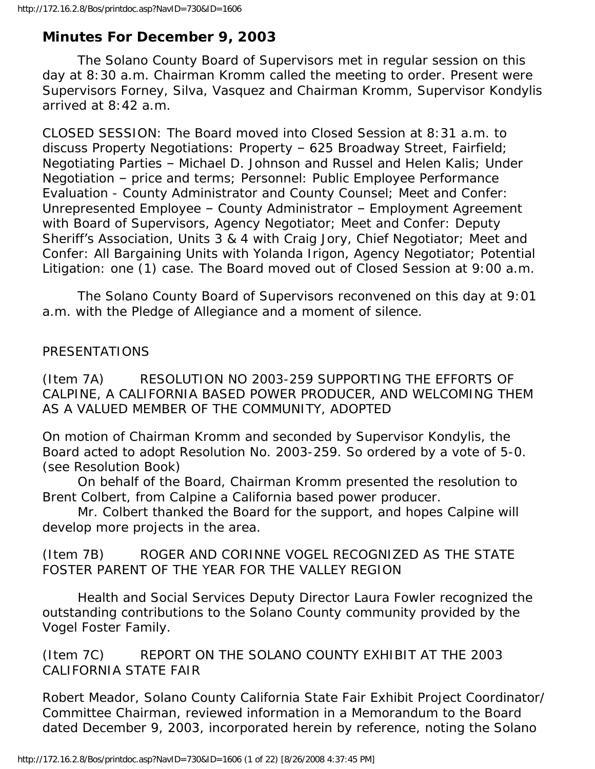## Minutes For December 9, 2003

The Solano County Board of Supervisors met in regular session on this day at 8:30 a.m. Chairman Kromm called the meeting to order. Present were Supervisors Forney, Silva, Vasquez and Chairman Kromm, Supervisor Kondylis arrived at 8:42 a.m.

CLOSED SESSION: The Board moved into Closed Session at 8:31 a.m. to discuss Property Negotiations: Property – 625 Broadway Street, Fairfield; Negotiating Parties – Michael D. Johnson and Russel and Helen Kalis; Under Negotiation – price and terms; Personnel: Public Employee Performance Evaluation - County Administrator and County Counsel; Meet and Confer: Unrepresented Employee – County Administrator – Employment Agreement with Board of Supervisors, Agency Negotiator; Meet and Confer: Deputy Sheriff's Association, Units 3 & 4 with Craig Jory, Chief Negotiator; Meet and Confer: All Bargaining Units with Yolanda Irigon, Agency Negotiator; Potential Litigation: one (1) case. The Board moved out of Closed Session at 9:00 a.m.

The Solano County Board of Supervisors reconvened on this day at 9:01 a.m. with the Pledge of Allegiance and a moment of silence.

PRESENTATIONS

(Item 7A) RESOLUTION NO 2003-259 SUPPORTING THE EFFORTS OF CALPINE, A CALIFORNIA BASED POWER PRODUCER, AND WELCOMING THEM AS A VALUED MEMBER OF THE COMMUNITY, ADOPTED

On motion of Chairman Kromm and seconded by Supervisor Kondylis, the Board acted to adopt Resolution No. 2003-259. So ordered by a vote of 5-0. (see Resolution Book)

On behalf of the Board, Chairman Kromm presented the resolution to Brent Colbert, from Calpine a California based power producer.

Mr. Colbert thanked the Board for the support, and hopes Calpine will develop more projects in the area.

(Item 7B) ROGER AND CORINNE VOGEL RECOGNIZED AS THE STATE FOSTER PARENT OF THE YEAR FOR THE VALLEY REGION

Health and Social Services Deputy Director Laura Fowler recognized the outstanding contributions to the Solano County community provided by the Vogel Foster Family.

(Item 7C) REPORT ON THE SOLANO COUNTY EXHIBIT AT THE 2003 CALIFORNIA STATE FAIR

Robert Meador, Solano County California State Fair Exhibit Project Coordinator/ Committee Chairman, reviewed information in a Memorandum to the Board dated December 9, 2003, incorporated herein by reference, noting the Solano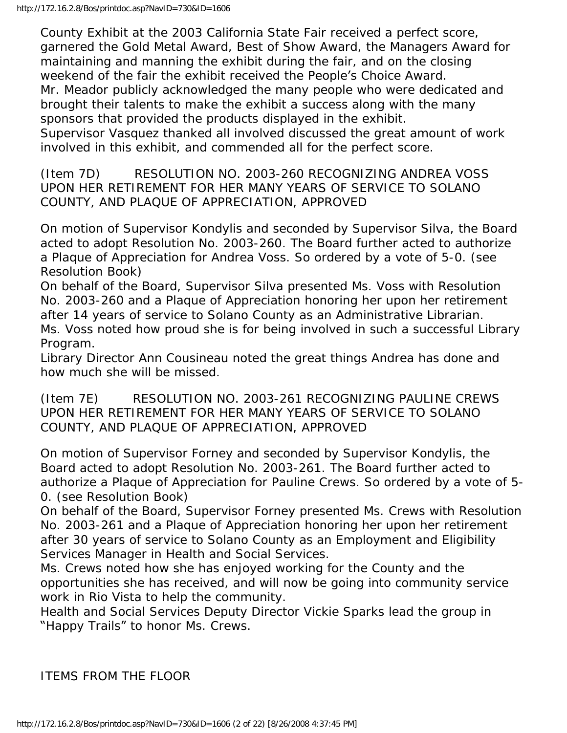County Exhibit at the 2003 California State Fair received a perfect score, garnered the Gold Metal Award, Best of Show Award, the Managers Award for maintaining and manning the exhibit during the fair, and on the closing weekend of the fair the exhibit received the People's Choice Award.
Mr. Meador publicly acknowledged the many people who were dedicated and brought their talents to make the exhibit a success along with the many sponsors that provided the products displayed in the exhibit.
Supervisor Vasquez thanked all involved discussed the great amount of work involved in this exhibit, and commended all for the perfect score.

(Item 7D) RESOLUTION NO. 2003-260 RECOGNIZING ANDREA VOSS UPON HER RETIREMENT FOR HER MANY YEARS OF SERVICE TO SOLANO COUNTY, AND PLAQUE OF APPRECIATION, APPROVED

On motion of Supervisor Kondylis and seconded by Supervisor Silva, the Board acted to adopt Resolution No. 2003-260. The Board further acted to authorize a Plaque of Appreciation for Andrea Voss. So ordered by a vote of 5-0. (see Resolution Book)
On behalf of the Board, Supervisor Silva presented Ms. Voss with Resolution No. 2003-260 and a Plaque of Appreciation honoring her upon her retirement after 14 years of service to Solano County as an Administrative Librarian.
Ms. Voss noted how proud she is for being involved in such a successful Library Program.
Library Director Ann Cousineau noted the great things Andrea has done and how much she will be missed.

(Item 7E) RESOLUTION NO. 2003-261 RECOGNIZING PAULINE CREWS UPON HER RETIREMENT FOR HER MANY YEARS OF SERVICE TO SOLANO COUNTY, AND PLAQUE OF APPRECIATION, APPROVED

On motion of Supervisor Forney and seconded by Supervisor Kondylis, the Board acted to adopt Resolution No. 2003-261. The Board further acted to authorize a Plaque of Appreciation for Pauline Crews. So ordered by a vote of 5-0. (see Resolution Book)
On behalf of the Board, Supervisor Forney presented Ms. Crews with Resolution No. 2003-261 and a Plaque of Appreciation honoring her upon her retirement after 30 years of service to Solano County as an Employment and Eligibility Services Manager in Health and Social Services.
Ms. Crews noted how she has enjoyed working for the County and the opportunities she has received, and will now be going into community service work in Rio Vista to help the community.
Health and Social Services Deputy Director Vickie Sparks lead the group in "Happy Trails" to honor Ms. Crews.

ITEMS FROM THE FLOOR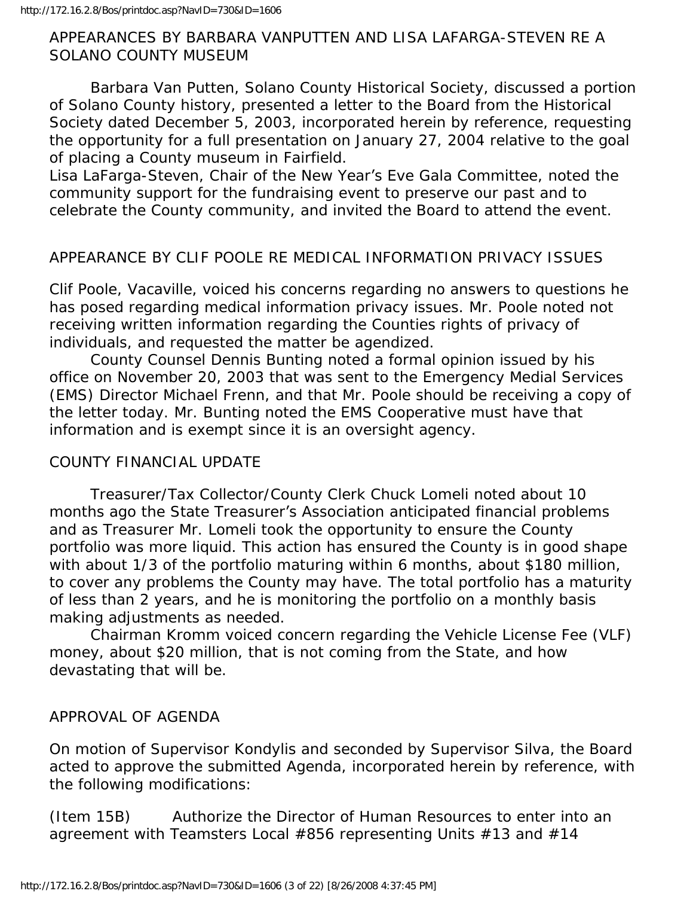## APPEARANCES BY BARBARA VANPUTTEN AND LISA LAFARGA-STEVEN RE A SOLANO COUNTY MUSEUM

Barbara Van Putten, Solano County Historical Society, discussed a portion of Solano County history, presented a letter to the Board from the Historical Society dated December 5, 2003, incorporated herein by reference, requesting the opportunity for a full presentation on January 27, 2004 relative to the goal of placing a County museum in Fairfield.

Lisa LaFarga-Steven, Chair of the New Year's Eve Gala Committee, noted the community support for the fundraising event to preserve our past and to celebrate the County community, and invited the Board to attend the event.

## APPEARANCE BY CLIF POOLE RE MEDICAL INFORMATION PRIVACY ISSUES

Clif Poole, Vacaville, voiced his concerns regarding no answers to questions he has posed regarding medical information privacy issues. Mr. Poole noted not receiving written information regarding the Counties rights of privacy of individuals, and requested the matter be agendized.

County Counsel Dennis Bunting noted a formal opinion issued by his office on November 20, 2003 that was sent to the Emergency Medial Services (EMS) Director Michael Frenn, and that Mr. Poole should be receiving a copy of the letter today. Mr. Bunting noted the EMS Cooperative must have that information and is exempt since it is an oversight agency.

## COUNTY FINANCIAL UPDATE

Treasurer/Tax Collector/County Clerk Chuck Lomeli noted about 10 months ago the State Treasurer's Association anticipated financial problems and as Treasurer Mr. Lomeli took the opportunity to ensure the County portfolio was more liquid. This action has ensured the County is in good shape with about 1/3 of the portfolio maturing within 6 months, about $180 million, to cover any problems the County may have. The total portfolio has a maturity of less than 2 years, and he is monitoring the portfolio on a monthly basis making adjustments as needed.

Chairman Kromm voiced concern regarding the Vehicle License Fee (VLF) money, about $20 million, that is not coming from the State, and how devastating that will be.

## APPROVAL OF AGENDA

On motion of Supervisor Kondylis and seconded by Supervisor Silva, the Board acted to approve the submitted Agenda, incorporated herein by reference, with the following modifications:

(Item 15B) Authorize the Director of Human Resources to enter into an agreement with Teamsters Local #856 representing Units #13 and #14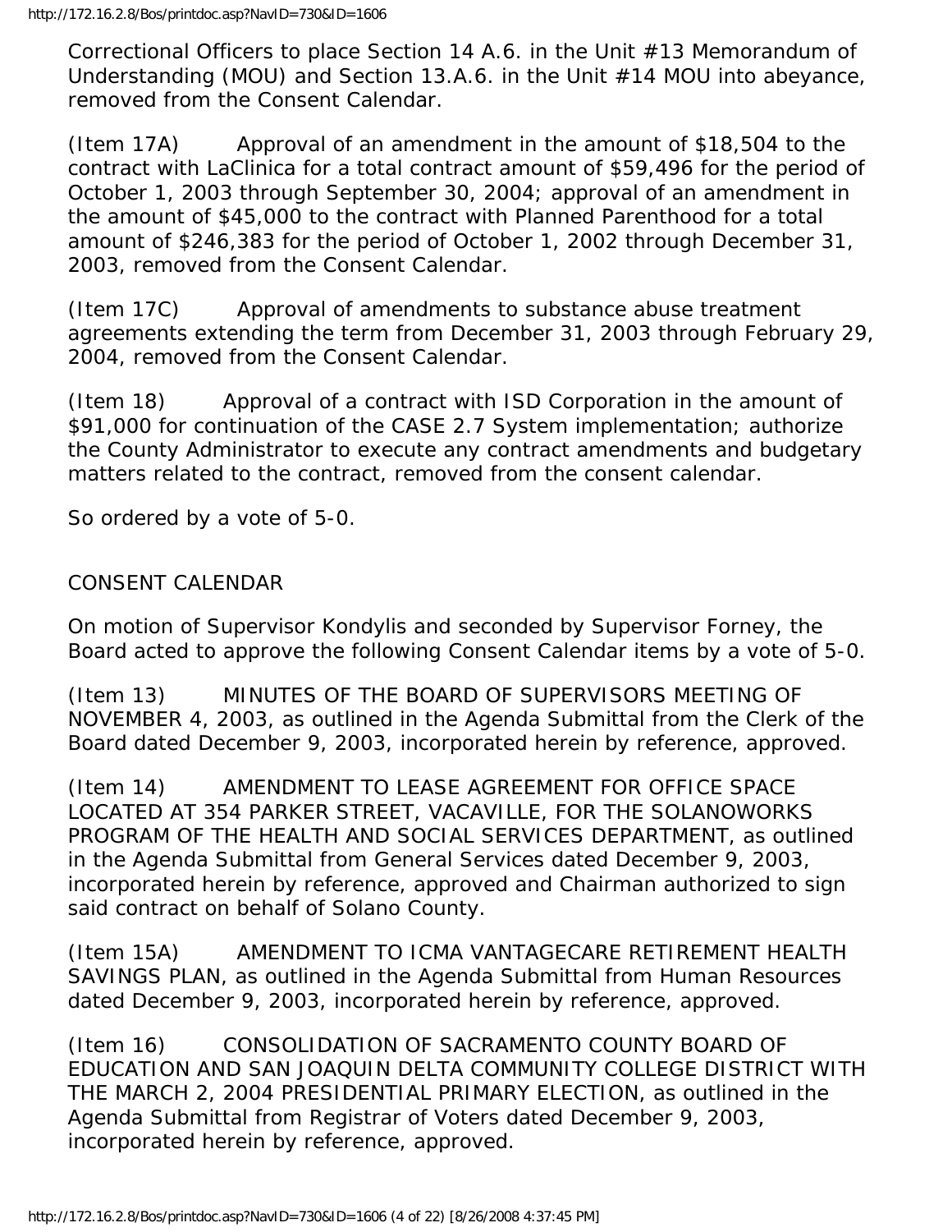Correctional Officers to place Section 14 A.6. in the Unit #13 Memorandum of Understanding (MOU) and Section 13.A.6. in the Unit #14 MOU into abeyance, removed from the Consent Calendar.

(Item 17A) Approval of an amendment in the amount of $18,504 to the contract with LaClinica for a total contract amount of $59,496 for the period of October 1, 2003 through September 30, 2004; approval of an amendment in the amount of $45,000 to the contract with Planned Parenthood for a total amount of $246,383 for the period of October 1, 2002 through December 31, 2003, removed from the Consent Calendar.

(Item 17C) Approval of amendments to substance abuse treatment agreements extending the term from December 31, 2003 through February 29, 2004, removed from the Consent Calendar.

(Item 18) Approval of a contract with ISD Corporation in the amount of $91,000 for continuation of the CASE 2.7 System implementation; authorize the County Administrator to execute any contract amendments and budgetary matters related to the contract, removed from the consent calendar.

So ordered by a vote of 5-0.

CONSENT CALENDAR

On motion of Supervisor Kondylis and seconded by Supervisor Forney, the Board acted to approve the following Consent Calendar items by a vote of 5-0.

(Item 13) MINUTES OF THE BOARD OF SUPERVISORS MEETING OF NOVEMBER 4, 2003, as outlined in the Agenda Submittal from the Clerk of the Board dated December 9, 2003, incorporated herein by reference, approved.

(Item 14) AMENDMENT TO LEASE AGREEMENT FOR OFFICE SPACE LOCATED AT 354 PARKER STREET, VACAVILLE, FOR THE SOLANOWORKS PROGRAM OF THE HEALTH AND SOCIAL SERVICES DEPARTMENT, as outlined in the Agenda Submittal from General Services dated December 9, 2003, incorporated herein by reference, approved and Chairman authorized to sign said contract on behalf of Solano County.

(Item 15A) AMENDMENT TO ICMA VANTAGECARE RETIREMENT HEALTH SAVINGS PLAN, as outlined in the Agenda Submittal from Human Resources dated December 9, 2003, incorporated herein by reference, approved.

(Item 16) CONSOLIDATION OF SACRAMENTO COUNTY BOARD OF EDUCATION AND SAN JOAQUIN DELTA COMMUNITY COLLEGE DISTRICT WITH THE MARCH 2, 2004 PRESIDENTIAL PRIMARY ELECTION, as outlined in the Agenda Submittal from Registrar of Voters dated December 9, 2003, incorporated herein by reference, approved.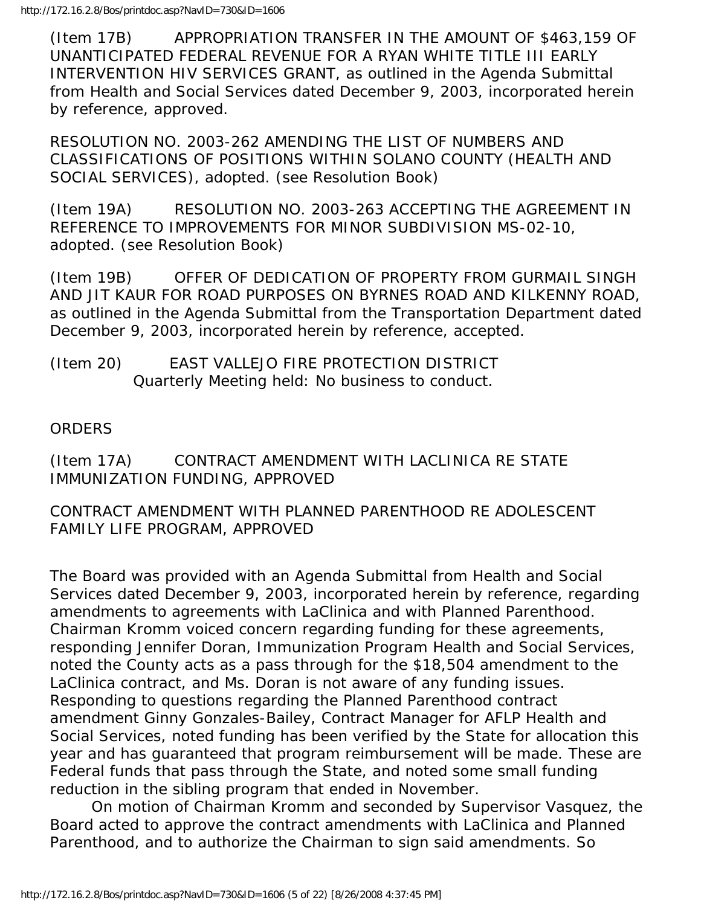(Item 17B) APPROPRIATION TRANSFER IN THE AMOUNT OF $463,159 OF UNANTICIPATED FEDERAL REVENUE FOR A RYAN WHITE TITLE III EARLY INTERVENTION HIV SERVICES GRANT, as outlined in the Agenda Submittal from Health and Social Services dated December 9, 2003, incorporated herein by reference, approved.

RESOLUTION NO. 2003-262 AMENDING THE LIST OF NUMBERS AND CLASSIFICATIONS OF POSITIONS WITHIN SOLANO COUNTY (HEALTH AND SOCIAL SERVICES), adopted. (see Resolution Book)

(Item 19A) RESOLUTION NO. 2003-263 ACCEPTING THE AGREEMENT IN REFERENCE TO IMPROVEMENTS FOR MINOR SUBDIVISION MS-02-10, adopted. (see Resolution Book)

(Item 19B) OFFER OF DEDICATION OF PROPERTY FROM GURMAIL SINGH AND JIT KAUR FOR ROAD PURPOSES ON BYRNES ROAD AND KILKENNY ROAD, as outlined in the Agenda Submittal from the Transportation Department dated December 9, 2003, incorporated herein by reference, accepted.

(Item 20) EAST VALLEJO FIRE PROTECTION DISTRICT
Quarterly Meeting held: No business to conduct.

ORDERS

(Item 17A) CONTRACT AMENDMENT WITH LACLINICA RE STATE IMMUNIZATION FUNDING, APPROVED

CONTRACT AMENDMENT WITH PLANNED PARENTHOOD RE ADOLESCENT FAMILY LIFE PROGRAM, APPROVED

The Board was provided with an Agenda Submittal from Health and Social Services dated December 9, 2003, incorporated herein by reference, regarding amendments to agreements with LaClinica and with Planned Parenthood. Chairman Kromm voiced concern regarding funding for these agreements, responding Jennifer Doran, Immunization Program Health and Social Services, noted the County acts as a pass through for the $18,504 amendment to the LaClinica contract, and Ms. Doran is not aware of any funding issues. Responding to questions regarding the Planned Parenthood contract amendment Ginny Gonzales-Bailey, Contract Manager for AFLP Health and Social Services, noted funding has been verified by the State for allocation this year and has guaranteed that program reimbursement will be made. These are Federal funds that pass through the State, and noted some small funding reduction in the sibling program that ended in November.

On motion of Chairman Kromm and seconded by Supervisor Vasquez, the Board acted to approve the contract amendments with LaClinica and Planned Parenthood, and to authorize the Chairman to sign said amendments. So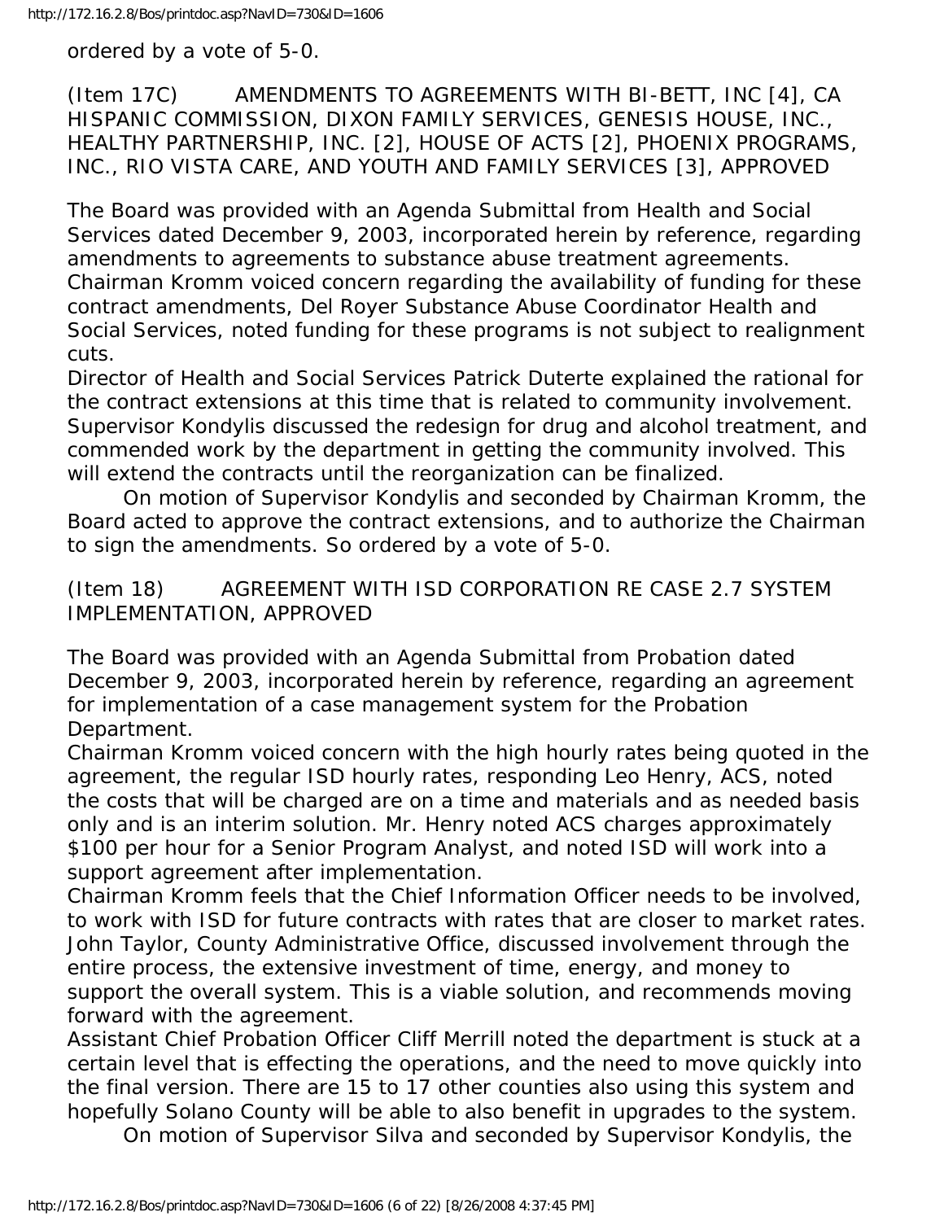ordered by a vote of 5-0.

(Item 17C) AMENDMENTS TO AGREEMENTS WITH BI-BETT, INC [4], CA HISPANIC COMMISSION, DIXON FAMILY SERVICES, GENESIS HOUSE, INC., HEALTHY PARTNERSHIP, INC. [2], HOUSE OF ACTS [2], PHOENIX PROGRAMS, INC., RIO VISTA CARE, AND YOUTH AND FAMILY SERVICES [3], APPROVED

The Board was provided with an Agenda Submittal from Health and Social Services dated December 9, 2003, incorporated herein by reference, regarding amendments to agreements to substance abuse treatment agreements.
Chairman Kromm voiced concern regarding the availability of funding for these contract amendments, Del Royer Substance Abuse Coordinator Health and Social Services, noted funding for these programs is not subject to realignment cuts.
Director of Health and Social Services Patrick Duterte explained the rational for the contract extensions at this time that is related to community involvement.
Supervisor Kondylis discussed the redesign for drug and alcohol treatment, and commended work by the department in getting the community involved. This will extend the contracts until the reorganization can be finalized.

On motion of Supervisor Kondylis and seconded by Chairman Kromm, the Board acted to approve the contract extensions, and to authorize the Chairman to sign the amendments. So ordered by a vote of 5-0.

(Item 18) AGREEMENT WITH ISD CORPORATION RE CASE 2.7 SYSTEM IMPLEMENTATION, APPROVED

The Board was provided with an Agenda Submittal from Probation dated December 9, 2003, incorporated herein by reference, regarding an agreement for implementation of a case management system for the Probation Department.
Chairman Kromm voiced concern with the high hourly rates being quoted in the agreement, the regular ISD hourly rates, responding Leo Henry, ACS, noted the costs that will be charged are on a time and materials and as needed basis only and is an interim solution. Mr. Henry noted ACS charges approximately $100 per hour for a Senior Program Analyst, and noted ISD will work into a support agreement after implementation.
Chairman Kromm feels that the Chief Information Officer needs to be involved, to work with ISD for future contracts with rates that are closer to market rates.
John Taylor, County Administrative Office, discussed involvement through the entire process, the extensive investment of time, energy, and money to support the overall system. This is a viable solution, and recommends moving forward with the agreement.
Assistant Chief Probation Officer Cliff Merrill noted the department is stuck at a certain level that is effecting the operations, and the need to move quickly into the final version. There are 15 to 17 other counties also using this system and hopefully Solano County will be able to also benefit in upgrades to the system.

On motion of Supervisor Silva and seconded by Supervisor Kondylis, the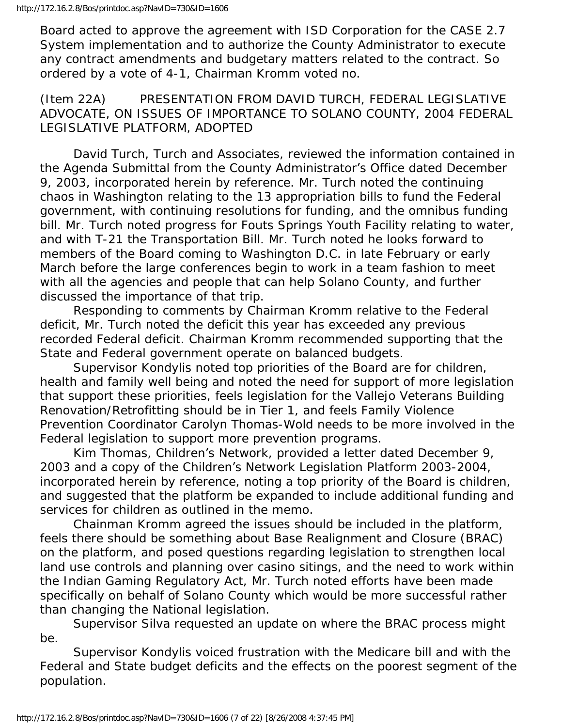Board acted to approve the agreement with ISD Corporation for the CASE 2.7 System implementation and to authorize the County Administrator to execute any contract amendments and budgetary matters related to the contract. So ordered by a vote of 4-1, Chairman Kromm voted no.

(Item 22A) PRESENTATION FROM DAVID TURCH, FEDERAL LEGISLATIVE ADVOCATE, ON ISSUES OF IMPORTANCE TO SOLANO COUNTY, 2004 FEDERAL LEGISLATIVE PLATFORM, ADOPTED

David Turch, Turch and Associates, reviewed the information contained in the Agenda Submittal from the County Administrator's Office dated December 9, 2003, incorporated herein by reference. Mr. Turch noted the continuing chaos in Washington relating to the 13 appropriation bills to fund the Federal government, with continuing resolutions for funding, and the omnibus funding bill. Mr. Turch noted progress for Fouts Springs Youth Facility relating to water, and with T-21 the Transportation Bill. Mr. Turch noted he looks forward to members of the Board coming to Washington D.C. in late February or early March before the large conferences begin to work in a team fashion to meet with all the agencies and people that can help Solano County, and further discussed the importance of that trip.

Responding to comments by Chairman Kromm relative to the Federal deficit, Mr. Turch noted the deficit this year has exceeded any previous recorded Federal deficit. Chairman Kromm recommended supporting that the State and Federal government operate on balanced budgets.

Supervisor Kondylis noted top priorities of the Board are for children, health and family well being and noted the need for support of more legislation that support these priorities, feels legislation for the Vallejo Veterans Building Renovation/Retrofitting should be in Tier 1, and feels Family Violence Prevention Coordinator Carolyn Thomas-Wold needs to be more involved in the Federal legislation to support more prevention programs.

Kim Thomas, Children's Network, provided a letter dated December 9, 2003 and a copy of the Children's Network Legislation Platform 2003-2004, incorporated herein by reference, noting a top priority of the Board is children, and suggested that the platform be expanded to include additional funding and services for children as outlined in the memo.

Chainman Kromm agreed the issues should be included in the platform, feels there should be something about Base Realignment and Closure (BRAC) on the platform, and posed questions regarding legislation to strengthen local land use controls and planning over casino sitings, and the need to work within the Indian Gaming Regulatory Act, Mr. Turch noted efforts have been made specifically on behalf of Solano County which would be more successful rather than changing the National legislation.

Supervisor Silva requested an update on where the BRAC process might be.

Supervisor Kondylis voiced frustration with the Medicare bill and with the Federal and State budget deficits and the effects on the poorest segment of the population.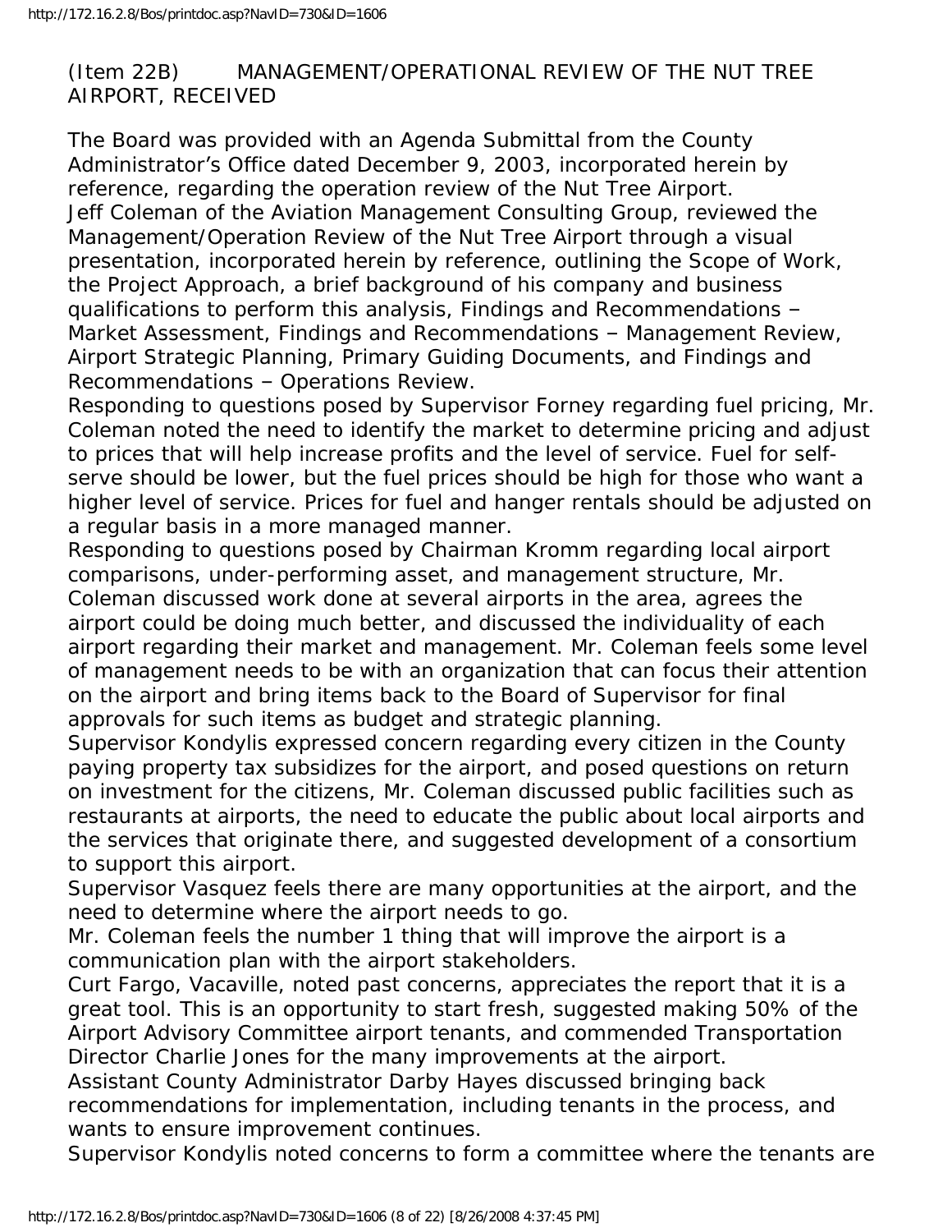(Item 22B) MANAGEMENT/OPERATIONAL REVIEW OF THE NUT TREE AIRPORT, RECEIVED

The Board was provided with an Agenda Submittal from the County Administrator's Office dated December 9, 2003, incorporated herein by reference, regarding the operation review of the Nut Tree Airport.

Jeff Coleman of the Aviation Management Consulting Group, reviewed the Management/Operation Review of the Nut Tree Airport through a visual presentation, incorporated herein by reference, outlining the Scope of Work, the Project Approach, a brief background of his company and business qualifications to perform this analysis, Findings and Recommendations – Market Assessment, Findings and Recommendations – Management Review, Airport Strategic Planning, Primary Guiding Documents, and Findings and Recommendations – Operations Review.

Responding to questions posed by Supervisor Forney regarding fuel pricing, Mr. Coleman noted the need to identify the market to determine pricing and adjust to prices that will help increase profits and the level of service. Fuel for self-serve should be lower, but the fuel prices should be high for those who want a higher level of service. Prices for fuel and hanger rentals should be adjusted on a regular basis in a more managed manner.

Responding to questions posed by Chairman Kromm regarding local airport comparisons, under-performing asset, and management structure, Mr. Coleman discussed work done at several airports in the area, agrees the airport could be doing much better, and discussed the individuality of each airport regarding their market and management. Mr. Coleman feels some level of management needs to be with an organization that can focus their attention on the airport and bring items back to the Board of Supervisor for final approvals for such items as budget and strategic planning.

Supervisor Kondylis expressed concern regarding every citizen in the County paying property tax subsidizes for the airport, and posed questions on return on investment for the citizens, Mr. Coleman discussed public facilities such as restaurants at airports, the need to educate the public about local airports and the services that originate there, and suggested development of a consortium to support this airport.

Supervisor Vasquez feels there are many opportunities at the airport, and the need to determine where the airport needs to go.

Mr. Coleman feels the number 1 thing that will improve the airport is a communication plan with the airport stakeholders.

Curt Fargo, Vacaville, noted past concerns, appreciates the report that it is a great tool. This is an opportunity to start fresh, suggested making 50% of the Airport Advisory Committee airport tenants, and commended Transportation Director Charlie Jones for the many improvements at the airport.

Assistant County Administrator Darby Hayes discussed bringing back recommendations for implementation, including tenants in the process, and wants to ensure improvement continues.

Supervisor Kondylis noted concerns to form a committee where the tenants are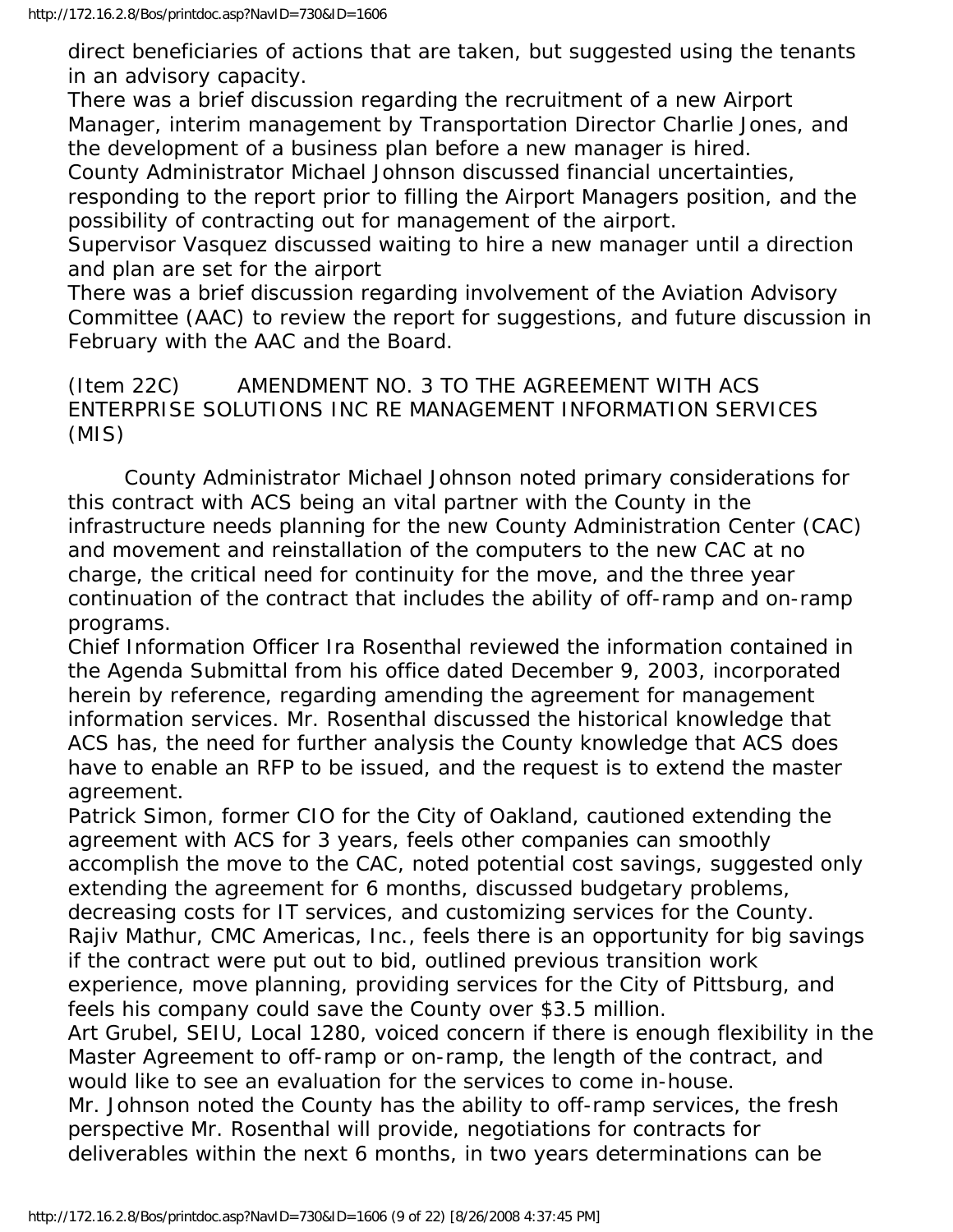direct beneficiaries of actions that are taken, but suggested using the tenants in an advisory capacity.

There was a brief discussion regarding the recruitment of a new Airport Manager, interim management by Transportation Director Charlie Jones, and the development of a business plan before a new manager is hired.

County Administrator Michael Johnson discussed financial uncertainties, responding to the report prior to filling the Airport Managers position, and the possibility of contracting out for management of the airport.

Supervisor Vasquez discussed waiting to hire a new manager until a direction and plan are set for the airport

There was a brief discussion regarding involvement of the Aviation Advisory Committee (AAC) to review the report for suggestions, and future discussion in February with the AAC and the Board.

(Item 22C) AMENDMENT NO. 3 TO THE AGREEMENT WITH ACS ENTERPRISE SOLUTIONS INC RE MANAGEMENT INFORMATION SERVICES (MIS)

County Administrator Michael Johnson noted primary considerations for this contract with ACS being an vital partner with the County in the infrastructure needs planning for the new County Administration Center (CAC) and movement and reinstallation of the computers to the new CAC at no charge, the critical need for continuity for the move, and the three year continuation of the contract that includes the ability of off-ramp and on-ramp programs.

Chief Information Officer Ira Rosenthal reviewed the information contained in the Agenda Submittal from his office dated December 9, 2003, incorporated herein by reference, regarding amending the agreement for management information services. Mr. Rosenthal discussed the historical knowledge that ACS has, the need for further analysis the County knowledge that ACS does have to enable an RFP to be issued, and the request is to extend the master agreement.

Patrick Simon, former CIO for the City of Oakland, cautioned extending the agreement with ACS for 3 years, feels other companies can smoothly accomplish the move to the CAC, noted potential cost savings, suggested only extending the agreement for 6 months, discussed budgetary problems, decreasing costs for IT services, and customizing services for the County.

Rajiv Mathur, CMC Americas, Inc., feels there is an opportunity for big savings if the contract were put out to bid, outlined previous transition work experience, move planning, providing services for the City of Pittsburg, and feels his company could save the County over $3.5 million.

Art Grubel, SEIU, Local 1280, voiced concern if there is enough flexibility in the Master Agreement to off-ramp or on-ramp, the length of the contract, and would like to see an evaluation for the services to come in-house.

Mr. Johnson noted the County has the ability to off-ramp services, the fresh perspective Mr. Rosenthal will provide, negotiations for contracts for deliverables within the next 6 months, in two years determinations can be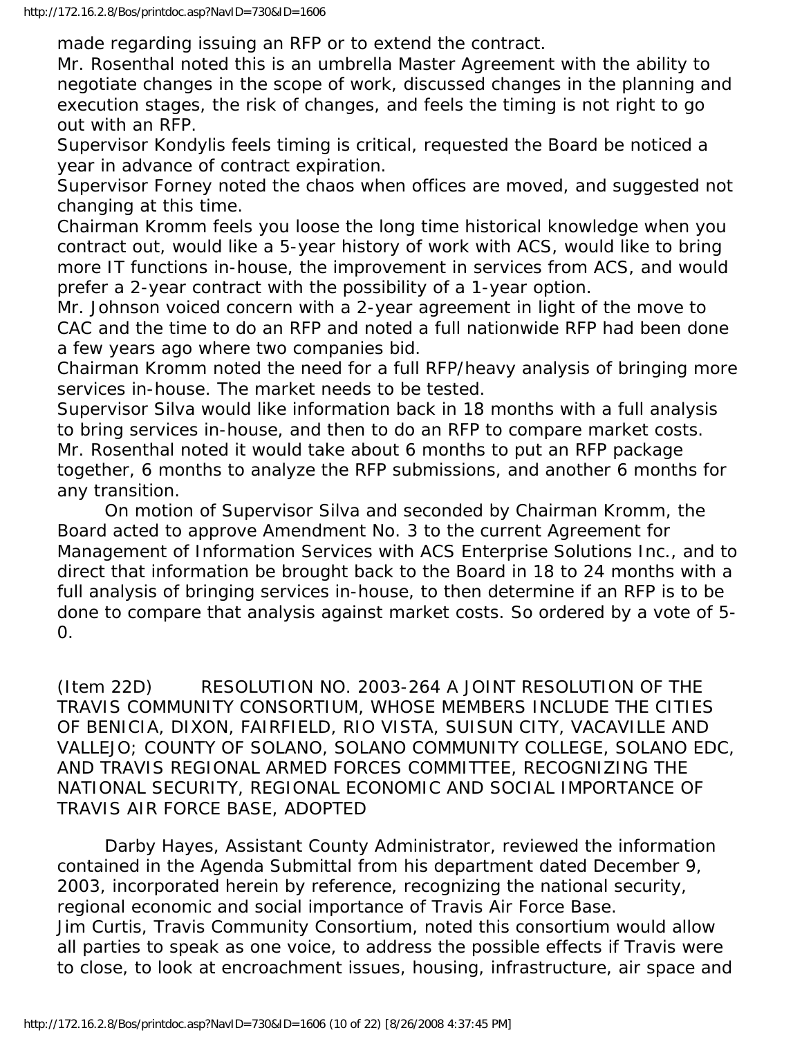made regarding issuing an RFP or to extend the contract.

Mr. Rosenthal noted this is an umbrella Master Agreement with the ability to negotiate changes in the scope of work, discussed changes in the planning and execution stages, the risk of changes, and feels the timing is not right to go out with an RFP.

Supervisor Kondylis feels timing is critical, requested the Board be noticed a year in advance of contract expiration.

Supervisor Forney noted the chaos when offices are moved, and suggested not changing at this time.

Chairman Kromm feels you loose the long time historical knowledge when you contract out, would like a 5-year history of work with ACS, would like to bring more IT functions in-house, the improvement in services from ACS, and would prefer a 2-year contract with the possibility of a 1-year option.

Mr. Johnson voiced concern with a 2-year agreement in light of the move to CAC and the time to do an RFP and noted a full nationwide RFP had been done a few years ago where two companies bid.

Chairman Kromm noted the need for a full RFP/heavy analysis of bringing more services in-house. The market needs to be tested.

Supervisor Silva would like information back in 18 months with a full analysis to bring services in-house, and then to do an RFP to compare market costs.

Mr. Rosenthal noted it would take about 6 months to put an RFP package together, 6 months to analyze the RFP submissions, and another 6 months for any transition.

On motion of Supervisor Silva and seconded by Chairman Kromm, the Board acted to approve Amendment No. 3 to the current Agreement for Management of Information Services with ACS Enterprise Solutions Inc., and to direct that information be brought back to the Board in 18 to 24 months with a full analysis of bringing services in-house, to then determine if an RFP is to be done to compare that analysis against market costs. So ordered by a vote of 5-0.

(Item 22D) RESOLUTION NO. 2003-264 A JOINT RESOLUTION OF THE TRAVIS COMMUNITY CONSORTIUM, WHOSE MEMBERS INCLUDE THE CITIES OF BENICIA, DIXON, FAIRFIELD, RIO VISTA, SUISUN CITY, VACAVILLE AND VALLEJO; COUNTY OF SOLANO, SOLANO COMMUNITY COLLEGE, SOLANO EDC, AND TRAVIS REGIONAL ARMED FORCES COMMITTEE, RECOGNIZING THE NATIONAL SECURITY, REGIONAL ECONOMIC AND SOCIAL IMPORTANCE OF TRAVIS AIR FORCE BASE, ADOPTED

Darby Hayes, Assistant County Administrator, reviewed the information contained in the Agenda Submittal from his department dated December 9, 2003, incorporated herein by reference, recognizing the national security, regional economic and social importance of Travis Air Force Base.

Jim Curtis, Travis Community Consortium, noted this consortium would allow all parties to speak as one voice, to address the possible effects if Travis were to close, to look at encroachment issues, housing, infrastructure, air space and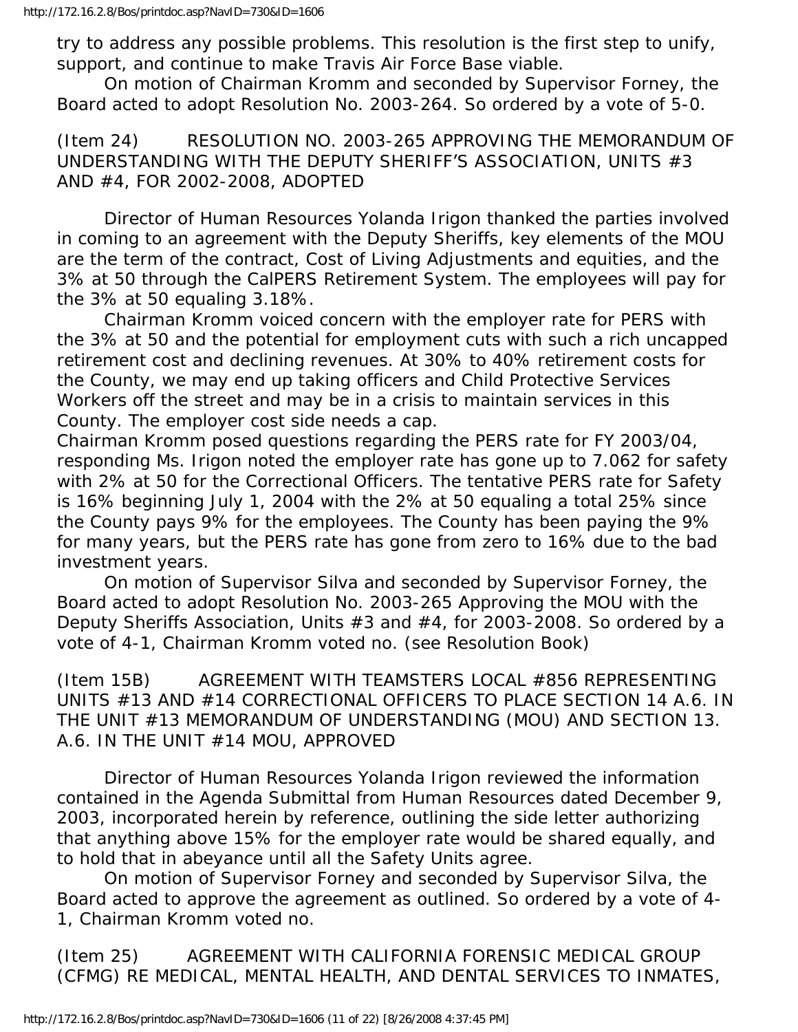try to address any possible problems. This resolution is the first step to unify, support, and continue to make Travis Air Force Base viable.

On motion of Chairman Kromm and seconded by Supervisor Forney, the Board acted to adopt Resolution No. 2003-264. So ordered by a vote of 5-0.

(Item 24) RESOLUTION NO. 2003-265 APPROVING THE MEMORANDUM OF UNDERSTANDING WITH THE DEPUTY SHERIFF'S ASSOCIATION, UNITS #3 AND #4, FOR 2002-2008, ADOPTED

Director of Human Resources Yolanda Irigon thanked the parties involved in coming to an agreement with the Deputy Sheriffs, key elements of the MOU are the term of the contract, Cost of Living Adjustments and equities, and the 3% at 50 through the CalPERS Retirement System. The employees will pay for the 3% at 50 equaling 3.18%.

Chairman Kromm voiced concern with the employer rate for PERS with the 3% at 50 and the potential for employment cuts with such a rich uncapped retirement cost and declining revenues. At 30% to 40% retirement costs for the County, we may end up taking officers and Child Protective Services Workers off the street and may be in a crisis to maintain services in this County. The employer cost side needs a cap.

Chairman Kromm posed questions regarding the PERS rate for FY 2003/04, responding Ms. Irigon noted the employer rate has gone up to 7.062 for safety with 2% at 50 for the Correctional Officers. The tentative PERS rate for Safety is 16% beginning July 1, 2004 with the 2% at 50 equaling a total 25% since the County pays 9% for the employees. The County has been paying the 9% for many years, but the PERS rate has gone from zero to 16% due to the bad investment years.

On motion of Supervisor Silva and seconded by Supervisor Forney, the Board acted to adopt Resolution No. 2003-265 Approving the MOU with the Deputy Sheriffs Association, Units #3 and #4, for 2003-2008. So ordered by a vote of 4-1, Chairman Kromm voted no. (see Resolution Book)

(Item 15B) AGREEMENT WITH TEAMSTERS LOCAL #856 REPRESENTING UNITS #13 AND #14 CORRECTIONAL OFFICERS TO PLACE SECTION 14 A.6. IN THE UNIT #13 MEMORANDUM OF UNDERSTANDING (MOU) AND SECTION 13. A.6. IN THE UNIT #14 MOU, APPROVED

Director of Human Resources Yolanda Irigon reviewed the information contained in the Agenda Submittal from Human Resources dated December 9, 2003, incorporated herein by reference, outlining the side letter authorizing that anything above 15% for the employer rate would be shared equally, and to hold that in abeyance until all the Safety Units agree.

On motion of Supervisor Forney and seconded by Supervisor Silva, the Board acted to approve the agreement as outlined. So ordered by a vote of 4-1, Chairman Kromm voted no.

(Item 25) AGREEMENT WITH CALIFORNIA FORENSIC MEDICAL GROUP (CFMG) RE MEDICAL, MENTAL HEALTH, AND DENTAL SERVICES TO INMATES,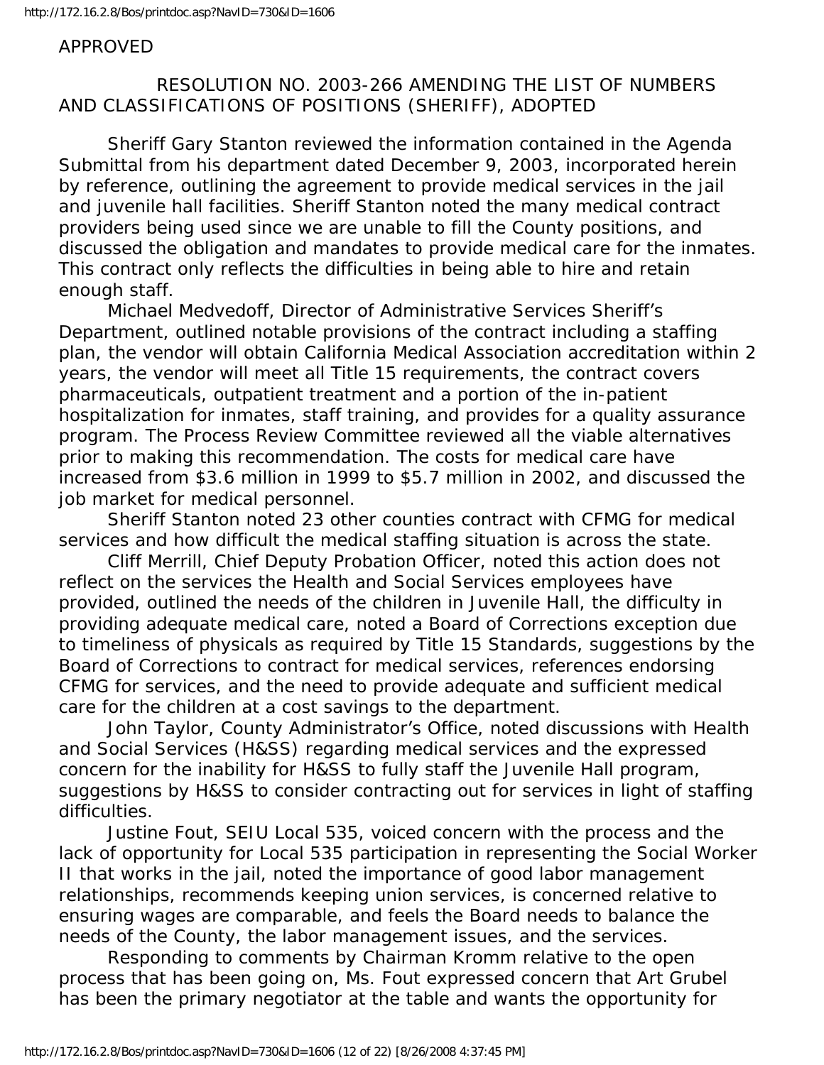APPROVED

RESOLUTION NO. 2003-266 AMENDING THE LIST OF NUMBERS AND CLASSIFICATIONS OF POSITIONS (SHERIFF), ADOPTED

Sheriff Gary Stanton reviewed the information contained in the Agenda Submittal from his department dated December 9, 2003, incorporated herein by reference, outlining the agreement to provide medical services in the jail and juvenile hall facilities. Sheriff Stanton noted the many medical contract providers being used since we are unable to fill the County positions, and discussed the obligation and mandates to provide medical care for the inmates. This contract only reflects the difficulties in being able to hire and retain enough staff.

Michael Medvedoff, Director of Administrative Services Sheriff's Department, outlined notable provisions of the contract including a staffing plan, the vendor will obtain California Medical Association accreditation within 2 years, the vendor will meet all Title 15 requirements, the contract covers pharmaceuticals, outpatient treatment and a portion of the in-patient hospitalization for inmates, staff training, and provides for a quality assurance program. The Process Review Committee reviewed all the viable alternatives prior to making this recommendation. The costs for medical care have increased from $3.6 million in 1999 to $5.7 million in 2002, and discussed the job market for medical personnel.

Sheriff Stanton noted 23 other counties contract with CFMG for medical services and how difficult the medical staffing situation is across the state.

Cliff Merrill, Chief Deputy Probation Officer, noted this action does not reflect on the services the Health and Social Services employees have provided, outlined the needs of the children in Juvenile Hall, the difficulty in providing adequate medical care, noted a Board of Corrections exception due to timeliness of physicals as required by Title 15 Standards, suggestions by the Board of Corrections to contract for medical services, references endorsing CFMG for services, and the need to provide adequate and sufficient medical care for the children at a cost savings to the department.

John Taylor, County Administrator's Office, noted discussions with Health and Social Services (H&SS) regarding medical services and the expressed concern for the inability for H&SS to fully staff the Juvenile Hall program, suggestions by H&SS to consider contracting out for services in light of staffing difficulties.

Justine Fout, SEIU Local 535, voiced concern with the process and the lack of opportunity for Local 535 participation in representing the Social Worker II that works in the jail, noted the importance of good labor management relationships, recommends keeping union services, is concerned relative to ensuring wages are comparable, and feels the Board needs to balance the needs of the County, the labor management issues, and the services.

Responding to comments by Chairman Kromm relative to the open process that has been going on, Ms. Fout expressed concern that Art Grubel has been the primary negotiator at the table and wants the opportunity for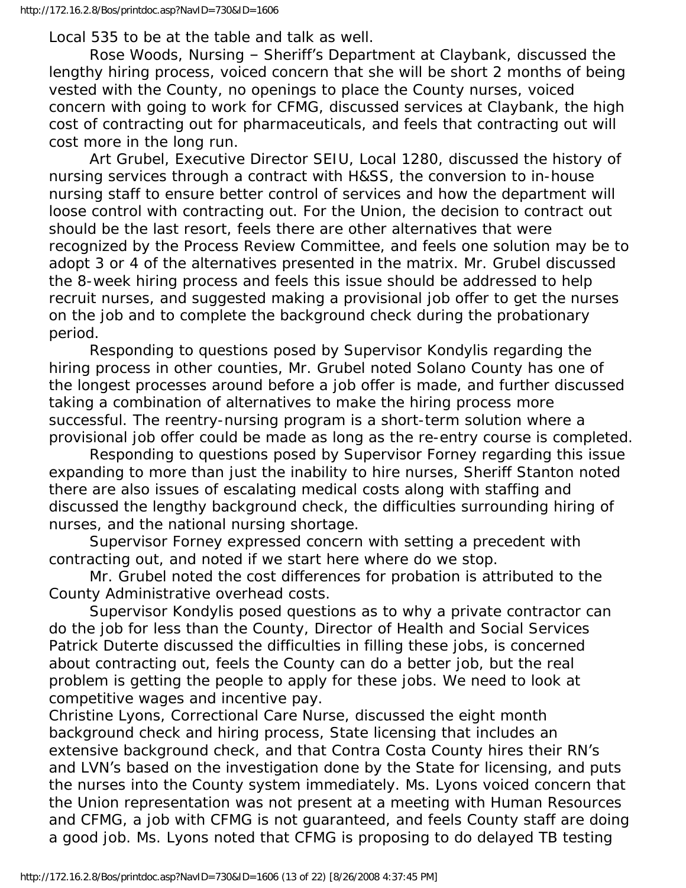Local 535 to be at the table and talk as well.

Rose Woods, Nursing – Sheriff's Department at Claybank, discussed the lengthy hiring process, voiced concern that she will be short 2 months of being vested with the County, no openings to place the County nurses, voiced concern with going to work for CFMG, discussed services at Claybank, the high cost of contracting out for pharmaceuticals, and feels that contracting out will cost more in the long run.

Art Grubel, Executive Director SEIU, Local 1280, discussed the history of nursing services through a contract with H&SS, the conversion to in-house nursing staff to ensure better control of services and how the department will loose control with contracting out. For the Union, the decision to contract out should be the last resort, feels there are other alternatives that were recognized by the Process Review Committee, and feels one solution may be to adopt 3 or 4 of the alternatives presented in the matrix. Mr. Grubel discussed the 8-week hiring process and feels this issue should be addressed to help recruit nurses, and suggested making a provisional job offer to get the nurses on the job and to complete the background check during the probationary period.

Responding to questions posed by Supervisor Kondylis regarding the hiring process in other counties, Mr. Grubel noted Solano County has one of the longest processes around before a job offer is made, and further discussed taking a combination of alternatives to make the hiring process more successful. The reentry-nursing program is a short-term solution where a provisional job offer could be made as long as the re-entry course is completed.

Responding to questions posed by Supervisor Forney regarding this issue expanding to more than just the inability to hire nurses, Sheriff Stanton noted there are also issues of escalating medical costs along with staffing and discussed the lengthy background check, the difficulties surrounding hiring of nurses, and the national nursing shortage.

Supervisor Forney expressed concern with setting a precedent with contracting out, and noted if we start here where do we stop.

Mr. Grubel noted the cost differences for probation is attributed to the County Administrative overhead costs.

Supervisor Kondylis posed questions as to why a private contractor can do the job for less than the County, Director of Health and Social Services Patrick Duterte discussed the difficulties in filling these jobs, is concerned about contracting out, feels the County can do a better job, but the real problem is getting the people to apply for these jobs. We need to look at competitive wages and incentive pay.

Christine Lyons, Correctional Care Nurse, discussed the eight month background check and hiring process, State licensing that includes an extensive background check, and that Contra Costa County hires their RN's and LVN's based on the investigation done by the State for licensing, and puts the nurses into the County system immediately. Ms. Lyons voiced concern that the Union representation was not present at a meeting with Human Resources and CFMG, a job with CFMG is not guaranteed, and feels County staff are doing a good job. Ms. Lyons noted that CFMG is proposing to do delayed TB testing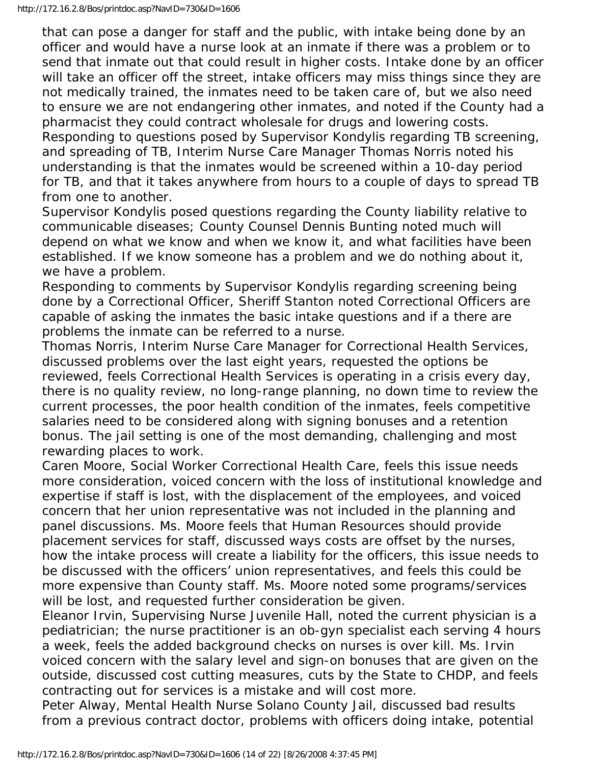that can pose a danger for staff and the public, with intake being done by an officer and would have a nurse look at an inmate if there was a problem or to send that inmate out that could result in higher costs. Intake done by an officer will take an officer off the street, intake officers may miss things since they are not medically trained, the inmates need to be taken care of, but we also need to ensure we are not endangering other inmates, and noted if the County had a pharmacist they could contract wholesale for drugs and lowering costs.

Responding to questions posed by Supervisor Kondylis regarding TB screening, and spreading of TB, Interim Nurse Care Manager Thomas Norris noted his understanding is that the inmates would be screened within a 10-day period for TB, and that it takes anywhere from hours to a couple of days to spread TB from one to another.

Supervisor Kondylis posed questions regarding the County liability relative to communicable diseases; County Counsel Dennis Bunting noted much will depend on what we know and when we know it, and what facilities have been established. If we know someone has a problem and we do nothing about it, we have a problem.

Responding to comments by Supervisor Kondylis regarding screening being done by a Correctional Officer, Sheriff Stanton noted Correctional Officers are capable of asking the inmates the basic intake questions and if a there are problems the inmate can be referred to a nurse.

Thomas Norris, Interim Nurse Care Manager for Correctional Health Services, discussed problems over the last eight years, requested the options be reviewed, feels Correctional Health Services is operating in a crisis every day, there is no quality review, no long-range planning, no down time to review the current processes, the poor health condition of the inmates, feels competitive salaries need to be considered along with signing bonuses and a retention bonus. The jail setting is one of the most demanding, challenging and most rewarding places to work.

Caren Moore, Social Worker Correctional Health Care, feels this issue needs more consideration, voiced concern with the loss of institutional knowledge and expertise if staff is lost, with the displacement of the employees, and voiced concern that her union representative was not included in the planning and panel discussions. Ms. Moore feels that Human Resources should provide placement services for staff, discussed ways costs are offset by the nurses, how the intake process will create a liability for the officers, this issue needs to be discussed with the officers' union representatives, and feels this could be more expensive than County staff. Ms. Moore noted some programs/services will be lost, and requested further consideration be given.

Eleanor Irvin, Supervising Nurse Juvenile Hall, noted the current physician is a pediatrician; the nurse practitioner is an ob-gyn specialist each serving 4 hours a week, feels the added background checks on nurses is over kill. Ms. Irvin voiced concern with the salary level and sign-on bonuses that are given on the outside, discussed cost cutting measures, cuts by the State to CHDP, and feels contracting out for services is a mistake and will cost more.

Peter Alway, Mental Health Nurse Solano County Jail, discussed bad results from a previous contract doctor, problems with officers doing intake, potential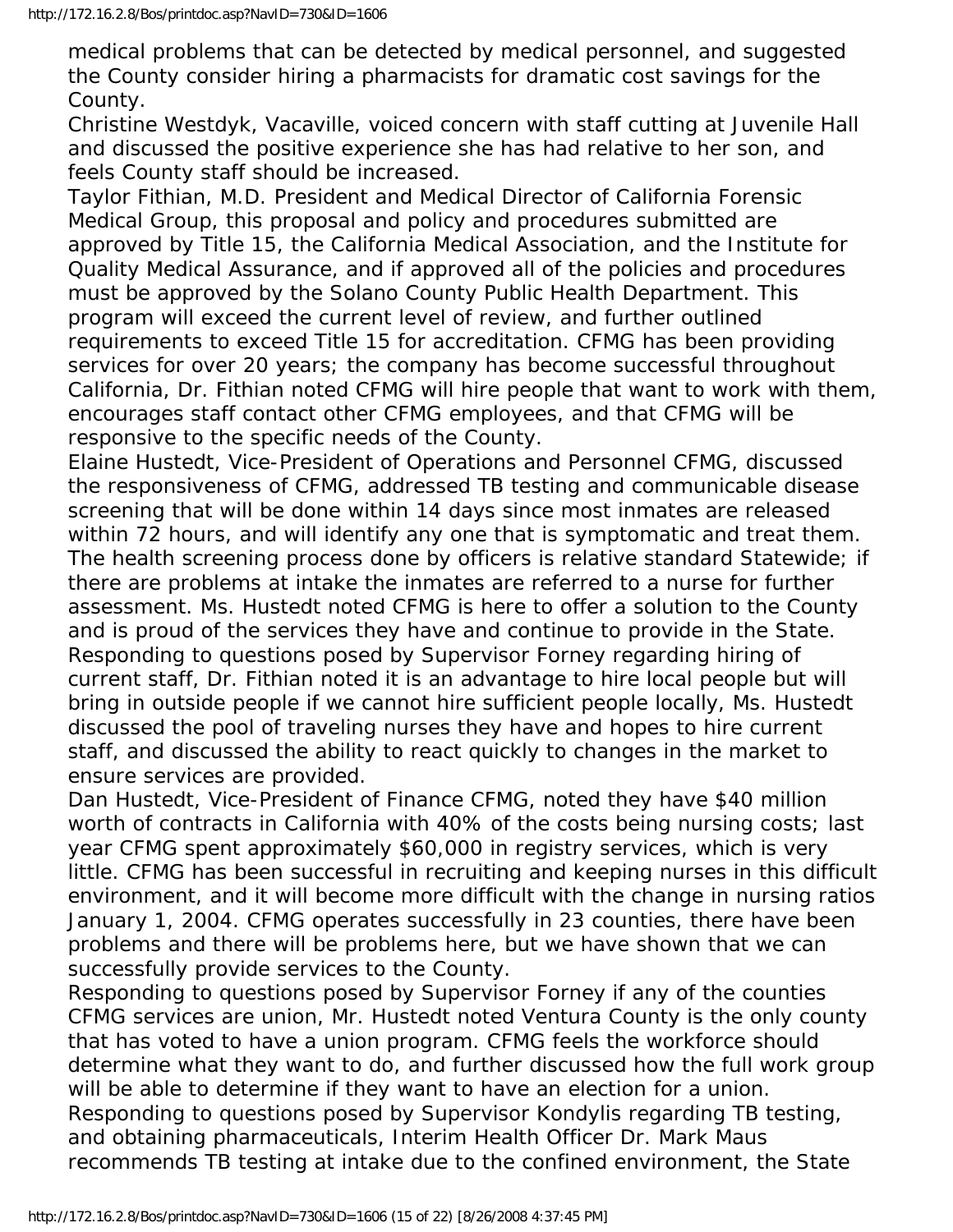medical problems that can be detected by medical personnel, and suggested the County consider hiring a pharmacists for dramatic cost savings for the County.

Christine Westdyk, Vacaville, voiced concern with staff cutting at Juvenile Hall and discussed the positive experience she has had relative to her son, and feels County staff should be increased.

Taylor Fithian, M.D. President and Medical Director of California Forensic Medical Group, this proposal and policy and procedures submitted are approved by Title 15, the California Medical Association, and the Institute for Quality Medical Assurance, and if approved all of the policies and procedures must be approved by the Solano County Public Health Department. This program will exceed the current level of review, and further outlined requirements to exceed Title 15 for accreditation. CFMG has been providing services for over 20 years; the company has become successful throughout California, Dr. Fithian noted CFMG will hire people that want to work with them, encourages staff contact other CFMG employees, and that CFMG will be responsive to the specific needs of the County.

Elaine Hustedt, Vice-President of Operations and Personnel CFMG, discussed the responsiveness of CFMG, addressed TB testing and communicable disease screening that will be done within 14 days since most inmates are released within 72 hours, and will identify any one that is symptomatic and treat them. The health screening process done by officers is relative standard Statewide; if there are problems at intake the inmates are referred to a nurse for further assessment. Ms. Hustedt noted CFMG is here to offer a solution to the County and is proud of the services they have and continue to provide in the State.

Responding to questions posed by Supervisor Forney regarding hiring of current staff, Dr. Fithian noted it is an advantage to hire local people but will bring in outside people if we cannot hire sufficient people locally, Ms. Hustedt discussed the pool of traveling nurses they have and hopes to hire current staff, and discussed the ability to react quickly to changes in the market to ensure services are provided.

Dan Hustedt, Vice-President of Finance CFMG, noted they have $40 million worth of contracts in California with 40% of the costs being nursing costs; last year CFMG spent approximately $60,000 in registry services, which is very little. CFMG has been successful in recruiting and keeping nurses in this difficult environment, and it will become more difficult with the change in nursing ratios January 1, 2004. CFMG operates successfully in 23 counties, there have been problems and there will be problems here, but we have shown that we can successfully provide services to the County.

Responding to questions posed by Supervisor Forney if any of the counties CFMG services are union, Mr. Hustedt noted Ventura County is the only county that has voted to have a union program. CFMG feels the workforce should determine what they want to do, and further discussed how the full work group will be able to determine if they want to have an election for a union.

Responding to questions posed by Supervisor Kondylis regarding TB testing, and obtaining pharmaceuticals, Interim Health Officer Dr. Mark Maus recommends TB testing at intake due to the confined environment, the State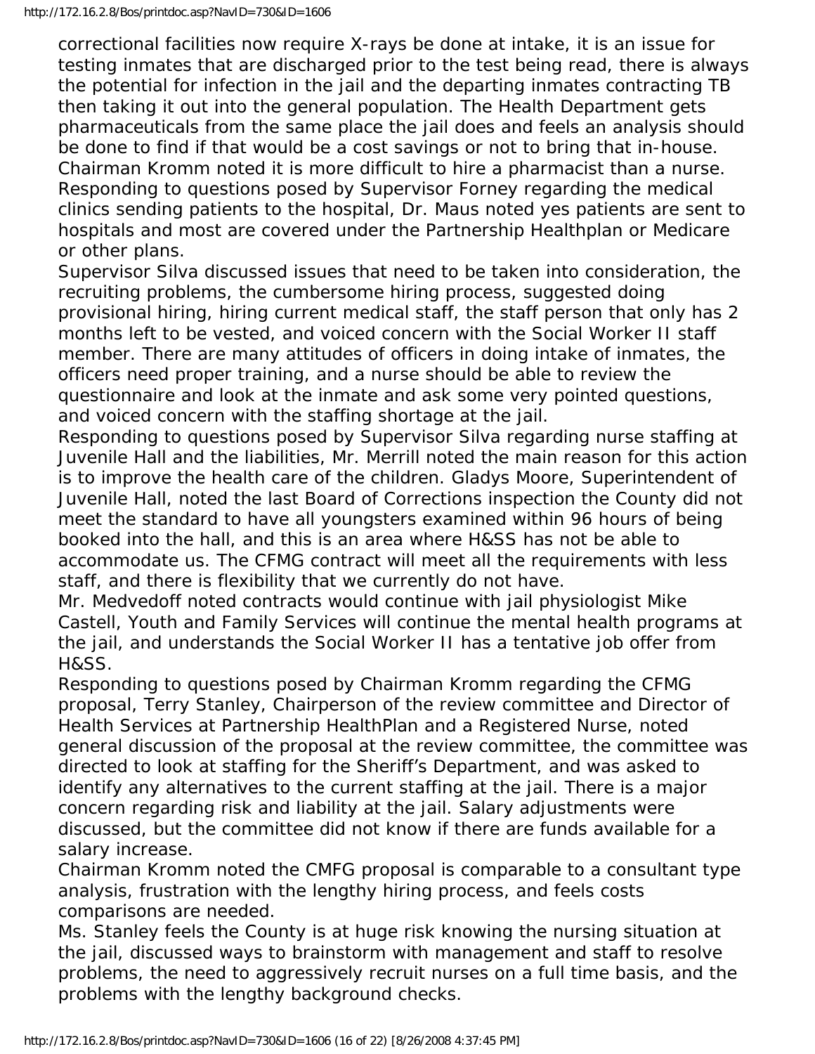correctional facilities now require X-rays be done at intake, it is an issue for testing inmates that are discharged prior to the test being read, there is always the potential for infection in the jail and the departing inmates contracting TB then taking it out into the general population. The Health Department gets pharmaceuticals from the same place the jail does and feels an analysis should be done to find if that would be a cost savings or not to bring that in-house. Chairman Kromm noted it is more difficult to hire a pharmacist than a nurse.

Responding to questions posed by Supervisor Forney regarding the medical clinics sending patients to the hospital, Dr. Maus noted yes patients are sent to hospitals and most are covered under the Partnership Healthplan or Medicare or other plans.

Supervisor Silva discussed issues that need to be taken into consideration, the recruiting problems, the cumbersome hiring process, suggested doing provisional hiring, hiring current medical staff, the staff person that only has 2 months left to be vested, and voiced concern with the Social Worker II staff member. There are many attitudes of officers in doing intake of inmates, the officers need proper training, and a nurse should be able to review the questionnaire and look at the inmate and ask some very pointed questions, and voiced concern with the staffing shortage at the jail.

Responding to questions posed by Supervisor Silva regarding nurse staffing at Juvenile Hall and the liabilities, Mr. Merrill noted the main reason for this action is to improve the health care of the children. Gladys Moore, Superintendent of Juvenile Hall, noted the last Board of Corrections inspection the County did not meet the standard to have all youngsters examined within 96 hours of being booked into the hall, and this is an area where H&SS has not be able to accommodate us. The CFMG contract will meet all the requirements with less staff, and there is flexibility that we currently do not have.

Mr. Medvedoff noted contracts would continue with jail physiologist Mike Castell, Youth and Family Services will continue the mental health programs at the jail, and understands the Social Worker II has a tentative job offer from H&SS.

Responding to questions posed by Chairman Kromm regarding the CFMG proposal, Terry Stanley, Chairperson of the review committee and Director of Health Services at Partnership HealthPlan and a Registered Nurse, noted general discussion of the proposal at the review committee, the committee was directed to look at staffing for the Sheriff's Department, and was asked to identify any alternatives to the current staffing at the jail. There is a major concern regarding risk and liability at the jail. Salary adjustments were discussed, but the committee did not know if there are funds available for a salary increase.

Chairman Kromm noted the CMFG proposal is comparable to a consultant type analysis, frustration with the lengthy hiring process, and feels costs comparisons are needed.

Ms. Stanley feels the County is at huge risk knowing the nursing situation at the jail, discussed ways to brainstorm with management and staff to resolve problems, the need to aggressively recruit nurses on a full time basis, and the problems with the lengthy background checks.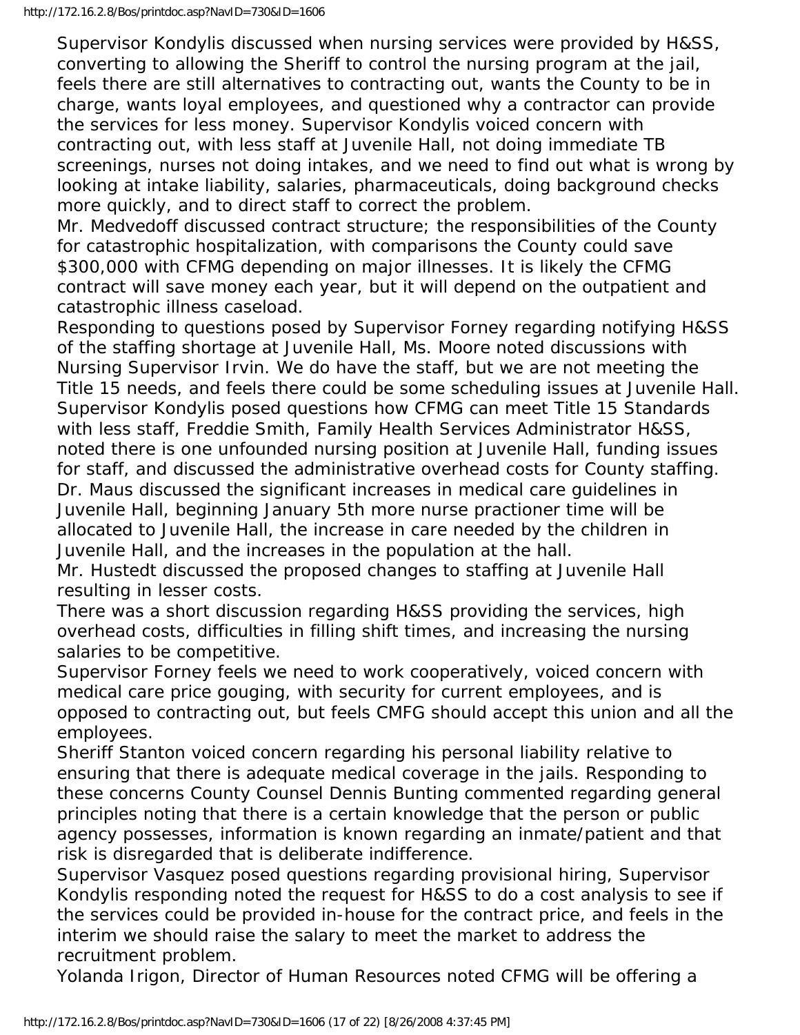Supervisor Kondylis discussed when nursing services were provided by H&SS, converting to allowing the Sheriff to control the nursing program at the jail, feels there are still alternatives to contracting out, wants the County to be in charge, wants loyal employees, and questioned why a contractor can provide the services for less money. Supervisor Kondylis voiced concern with contracting out, with less staff at Juvenile Hall, not doing immediate TB screenings, nurses not doing intakes, and we need to find out what is wrong by looking at intake liability, salaries, pharmaceuticals, doing background checks more quickly, and to direct staff to correct the problem.

Mr. Medvedoff discussed contract structure; the responsibilities of the County for catastrophic hospitalization, with comparisons the County could save \$300,000 with CFMG depending on major illnesses. It is likely the CFMG contract will save money each year, but it will depend on the outpatient and catastrophic illness caseload.

Responding to questions posed by Supervisor Forney regarding notifying H&SS of the staffing shortage at Juvenile Hall, Ms. Moore noted discussions with Nursing Supervisor Irvin. We do have the staff, but we are not meeting the Title 15 needs, and feels there could be some scheduling issues at Juvenile Hall.

Supervisor Kondylis posed questions how CFMG can meet Title 15 Standards with less staff, Freddie Smith, Family Health Services Administrator H&SS, noted there is one unfounded nursing position at Juvenile Hall, funding issues for staff, and discussed the administrative overhead costs for County staffing.

Dr. Maus discussed the significant increases in medical care guidelines in Juvenile Hall, beginning January 5th more nurse practioner time will be allocated to Juvenile Hall, the increase in care needed by the children in Juvenile Hall, and the increases in the population at the hall.

Mr. Hustedt discussed the proposed changes to staffing at Juvenile Hall resulting in lesser costs.

There was a short discussion regarding H&SS providing the services, high overhead costs, difficulties in filling shift times, and increasing the nursing salaries to be competitive.

Supervisor Forney feels we need to work cooperatively, voiced concern with medical care price gouging, with security for current employees, and is opposed to contracting out, but feels CMFG should accept this union and all the employees.

Sheriff Stanton voiced concern regarding his personal liability relative to ensuring that there is adequate medical coverage in the jails. Responding to these concerns County Counsel Dennis Bunting commented regarding general principles noting that there is a certain knowledge that the person or public agency possesses, information is known regarding an inmate/patient and that risk is disregarded that is deliberate indifference.

Supervisor Vasquez posed questions regarding provisional hiring, Supervisor Kondylis responding noted the request for H&SS to do a cost analysis to see if the services could be provided in-house for the contract price, and feels in the interim we should raise the salary to meet the market to address the recruitment problem.

Yolanda Irigon, Director of Human Resources noted CFMG will be offering a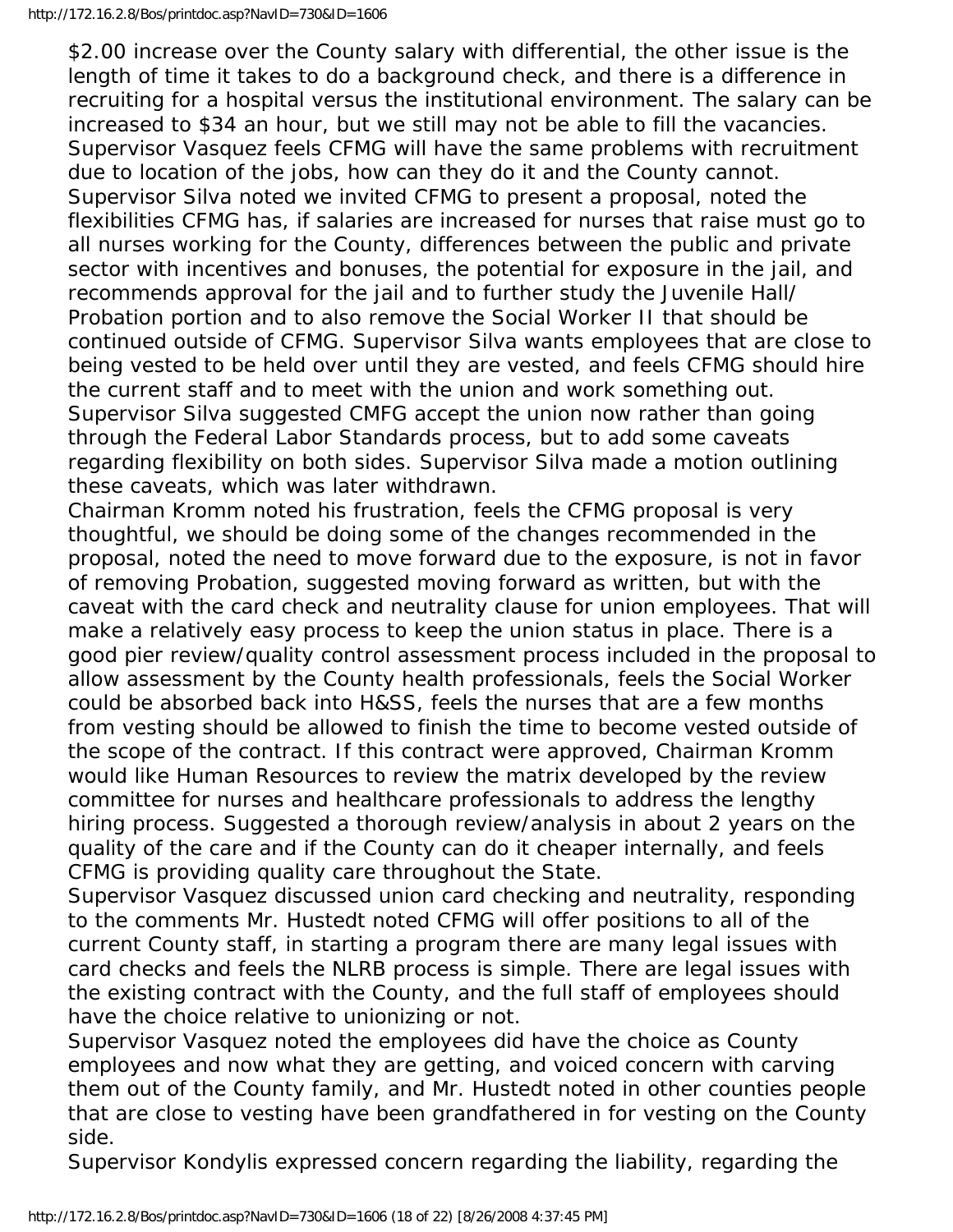$2.00 increase over the County salary with differential, the other issue is the length of time it takes to do a background check, and there is a difference in recruiting for a hospital versus the institutional environment. The salary can be increased to $34 an hour, but we still may not be able to fill the vacancies.
Supervisor Vasquez feels CFMG will have the same problems with recruitment due to location of the jobs, how can they do it and the County cannot.
Supervisor Silva noted we invited CFMG to present a proposal, noted the flexibilities CFMG has, if salaries are increased for nurses that raise must go to all nurses working for the County, differences between the public and private sector with incentives and bonuses, the potential for exposure in the jail, and recommends approval for the jail and to further study the Juvenile Hall/ Probation portion and to also remove the Social Worker II that should be continued outside of CFMG. Supervisor Silva wants employees that are close to being vested to be held over until they are vested, and feels CFMG should hire the current staff and to meet with the union and work something out. Supervisor Silva suggested CMFG accept the union now rather than going through the Federal Labor Standards process, but to add some caveats regarding flexibility on both sides. Supervisor Silva made a motion outlining these caveats, which was later withdrawn.
Chairman Kromm noted his frustration, feels the CFMG proposal is very thoughtful, we should be doing some of the changes recommended in the proposal, noted the need to move forward due to the exposure, is not in favor of removing Probation, suggested moving forward as written, but with the caveat with the card check and neutrality clause for union employees. That will make a relatively easy process to keep the union status in place. There is a good pier review/quality control assessment process included in the proposal to allow assessment by the County health professionals, feels the Social Worker could be absorbed back into H&SS, feels the nurses that are a few months from vesting should be allowed to finish the time to become vested outside of the scope of the contract. If this contract were approved, Chairman Kromm would like Human Resources to review the matrix developed by the review committee for nurses and healthcare professionals to address the lengthy hiring process. Suggested a thorough review/analysis in about 2 years on the quality of the care and if the County can do it cheaper internally, and feels CFMG is providing quality care throughout the State.
Supervisor Vasquez discussed union card checking and neutrality, responding to the comments Mr. Hustedt noted CFMG will offer positions to all of the current County staff, in starting a program there are many legal issues with card checks and feels the NLRB process is simple. There are legal issues with the existing contract with the County, and the full staff of employees should have the choice relative to unionizing or not.
Supervisor Vasquez noted the employees did have the choice as County employees and now what they are getting, and voiced concern with carving them out of the County family, and Mr. Hustedt noted in other counties people that are close to vesting have been grandfathered in for vesting on the County side.
Supervisor Kondylis expressed concern regarding the liability, regarding the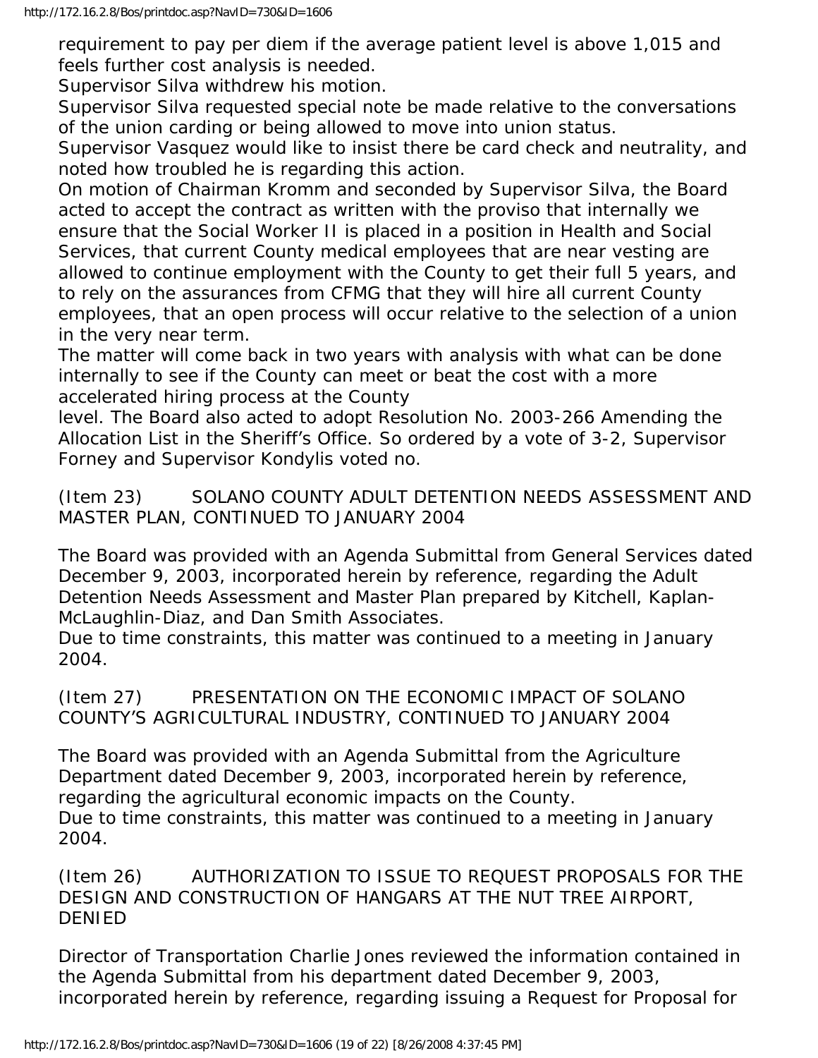requirement to pay per diem if the average patient level is above 1,015 and feels further cost analysis is needed.

Supervisor Silva withdrew his motion.

Supervisor Silva requested special note be made relative to the conversations of the union carding or being allowed to move into union status.

Supervisor Vasquez would like to insist there be card check and neutrality, and noted how troubled he is regarding this action.

On motion of Chairman Kromm and seconded by Supervisor Silva, the Board acted to accept the contract as written with the proviso that internally we ensure that the Social Worker II is placed in a position in Health and Social Services, that current County medical employees that are near vesting are allowed to continue employment with the County to get their full 5 years, and to rely on the assurances from CFMG that they will hire all current County employees, that an open process will occur relative to the selection of a union in the very near term.

The matter will come back in two years with analysis with what can be done internally to see if the County can meet or beat the cost with a more accelerated hiring process at the County level. The Board also acted to adopt Resolution No. 2003-266 Amending the Allocation List in the Sheriff's Office. So ordered by a vote of 3-2, Supervisor Forney and Supervisor Kondylis voted no.

(Item 23) SOLANO COUNTY ADULT DETENTION NEEDS ASSESSMENT AND MASTER PLAN, CONTINUED TO JANUARY 2004

The Board was provided with an Agenda Submittal from General Services dated December 9, 2003, incorporated herein by reference, regarding the Adult Detention Needs Assessment and Master Plan prepared by Kitchell, Kaplan-McLaughlin-Diaz, and Dan Smith Associates.

Due to time constraints, this matter was continued to a meeting in January 2004.

(Item 27) PRESENTATION ON THE ECONOMIC IMPACT OF SOLANO COUNTY'S AGRICULTURAL INDUSTRY, CONTINUED TO JANUARY 2004

The Board was provided with an Agenda Submittal from the Agriculture Department dated December 9, 2003, incorporated herein by reference, regarding the agricultural economic impacts on the County.

Due to time constraints, this matter was continued to a meeting in January 2004.

(Item 26) AUTHORIZATION TO ISSUE TO REQUEST PROPOSALS FOR THE DESIGN AND CONSTRUCTION OF HANGARS AT THE NUT TREE AIRPORT, DENIED

Director of Transportation Charlie Jones reviewed the information contained in the Agenda Submittal from his department dated December 9, 2003, incorporated herein by reference, regarding issuing a Request for Proposal for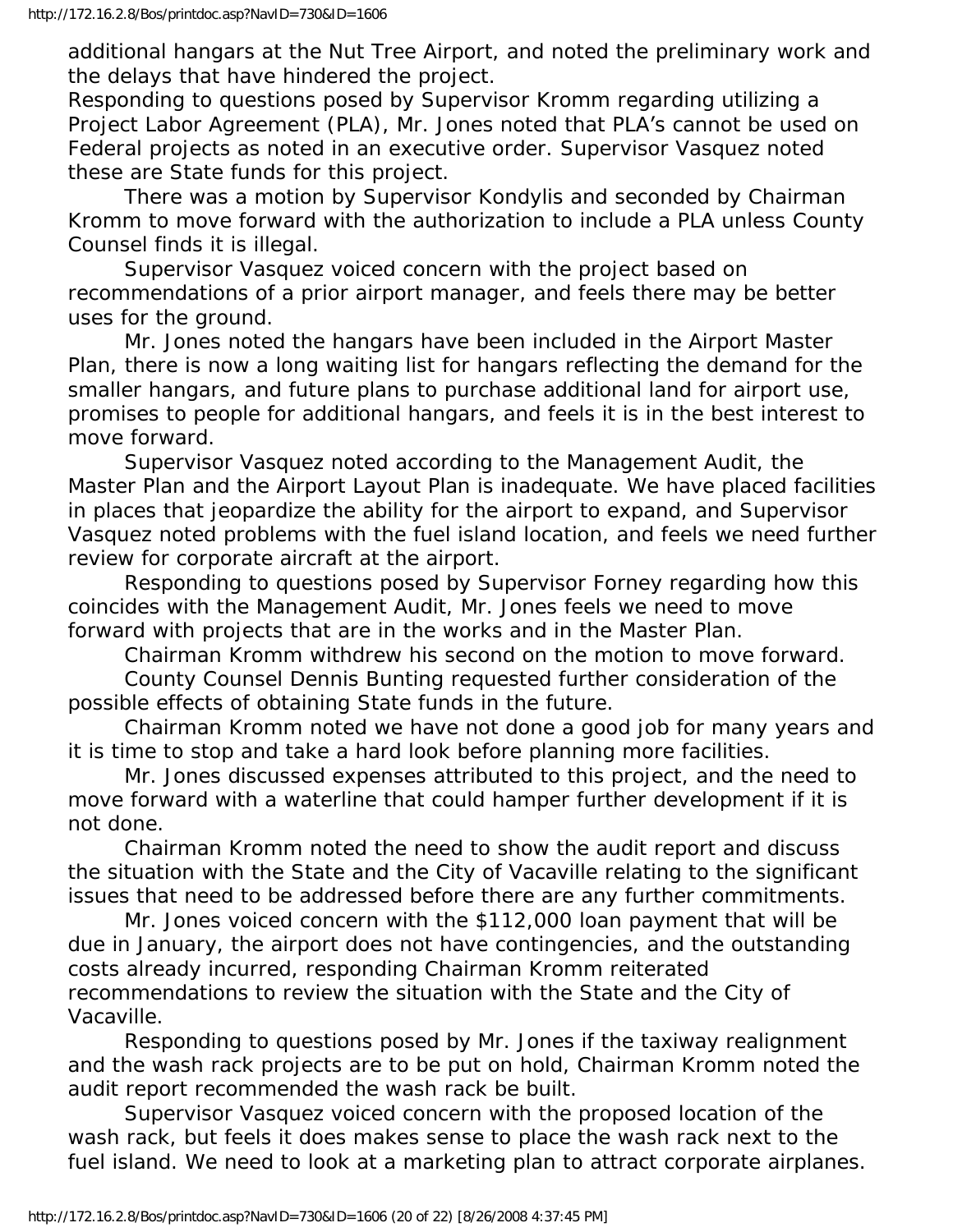additional hangars at the Nut Tree Airport, and noted the preliminary work and the delays that have hindered the project.

Responding to questions posed by Supervisor Kromm regarding utilizing a Project Labor Agreement (PLA), Mr. Jones noted that PLA's cannot be used on Federal projects as noted in an executive order. Supervisor Vasquez noted these are State funds for this project.

There was a motion by Supervisor Kondylis and seconded by Chairman Kromm to move forward with the authorization to include a PLA unless County Counsel finds it is illegal.

Supervisor Vasquez voiced concern with the project based on recommendations of a prior airport manager, and feels there may be better uses for the ground.

Mr. Jones noted the hangars have been included in the Airport Master Plan, there is now a long waiting list for hangars reflecting the demand for the smaller hangars, and future plans to purchase additional land for airport use, promises to people for additional hangars, and feels it is in the best interest to move forward.

Supervisor Vasquez noted according to the Management Audit, the Master Plan and the Airport Layout Plan is inadequate. We have placed facilities in places that jeopardize the ability for the airport to expand, and Supervisor Vasquez noted problems with the fuel island location, and feels we need further review for corporate aircraft at the airport.

Responding to questions posed by Supervisor Forney regarding how this coincides with the Management Audit, Mr. Jones feels we need to move forward with projects that are in the works and in the Master Plan.

Chairman Kromm withdrew his second on the motion to move forward.

County Counsel Dennis Bunting requested further consideration of the possible effects of obtaining State funds in the future.

Chairman Kromm noted we have not done a good job for many years and it is time to stop and take a hard look before planning more facilities.

Mr. Jones discussed expenses attributed to this project, and the need to move forward with a waterline that could hamper further development if it is not done.

Chairman Kromm noted the need to show the audit report and discuss the situation with the State and the City of Vacaville relating to the significant issues that need to be addressed before there are any further commitments.

Mr. Jones voiced concern with the $112,000 loan payment that will be due in January, the airport does not have contingencies, and the outstanding costs already incurred, responding Chairman Kromm reiterated recommendations to review the situation with the State and the City of Vacaville.

Responding to questions posed by Mr. Jones if the taxiway realignment and the wash rack projects are to be put on hold, Chairman Kromm noted the audit report recommended the wash rack be built.

Supervisor Vasquez voiced concern with the proposed location of the wash rack, but feels it does makes sense to place the wash rack next to the fuel island. We need to look at a marketing plan to attract corporate airplanes.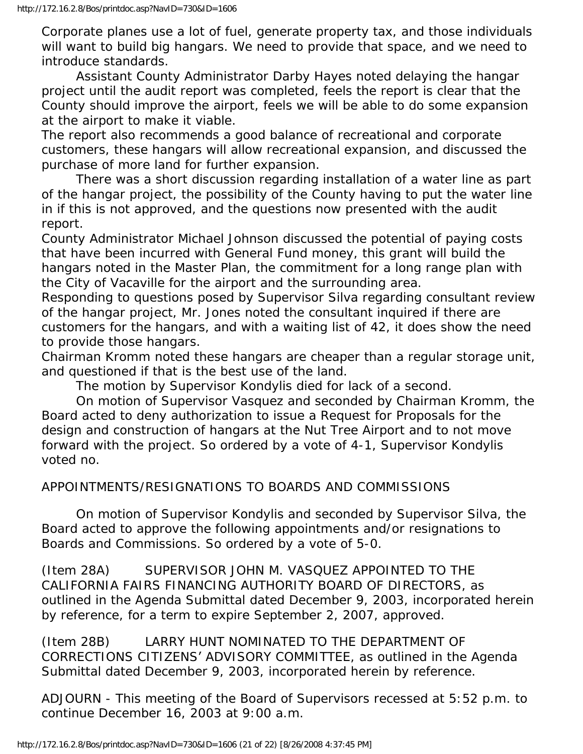Corporate planes use a lot of fuel, generate property tax, and those individuals will want to build big hangars. We need to provide that space, and we need to introduce standards.

Assistant County Administrator Darby Hayes noted delaying the hangar project until the audit report was completed, feels the report is clear that the County should improve the airport, feels we will be able to do some expansion at the airport to make it viable.

The report also recommends a good balance of recreational and corporate customers, these hangars will allow recreational expansion, and discussed the purchase of more land for further expansion.

There was a short discussion regarding installation of a water line as part of the hangar project, the possibility of the County having to put the water line in if this is not approved, and the questions now presented with the audit report.

County Administrator Michael Johnson discussed the potential of paying costs that have been incurred with General Fund money, this grant will build the hangars noted in the Master Plan, the commitment for a long range plan with the City of Vacaville for the airport and the surrounding area.

Responding to questions posed by Supervisor Silva regarding consultant review of the hangar project, Mr. Jones noted the consultant inquired if there are customers for the hangars, and with a waiting list of 42, it does show the need to provide those hangars.

Chairman Kromm noted these hangars are cheaper than a regular storage unit, and questioned if that is the best use of the land.

The motion by Supervisor Kondylis died for lack of a second.

On motion of Supervisor Vasquez and seconded by Chairman Kromm, the Board acted to deny authorization to issue a Request for Proposals for the design and construction of hangars at the Nut Tree Airport and to not move forward with the project. So ordered by a vote of 4-1, Supervisor Kondylis voted no.

APPOINTMENTS/RESIGNATIONS TO BOARDS AND COMMISSIONS

On motion of Supervisor Kondylis and seconded by Supervisor Silva, the Board acted to approve the following appointments and/or resignations to Boards and Commissions. So ordered by a vote of 5-0.

(Item 28A) SUPERVISOR JOHN M. VASQUEZ APPOINTED TO THE CALIFORNIA FAIRS FINANCING AUTHORITY BOARD OF DIRECTORS, as outlined in the Agenda Submittal dated December 9, 2003, incorporated herein by reference, for a term to expire September 2, 2007, approved.

(Item 28B) LARRY HUNT NOMINATED TO THE DEPARTMENT OF CORRECTIONS CITIZENS' ADVISORY COMMITTEE, as outlined in the Agenda Submittal dated December 9, 2003, incorporated herein by reference.

ADJOURN - This meeting of the Board of Supervisors recessed at 5:52 p.m. to continue December 16, 2003 at 9:00 a.m.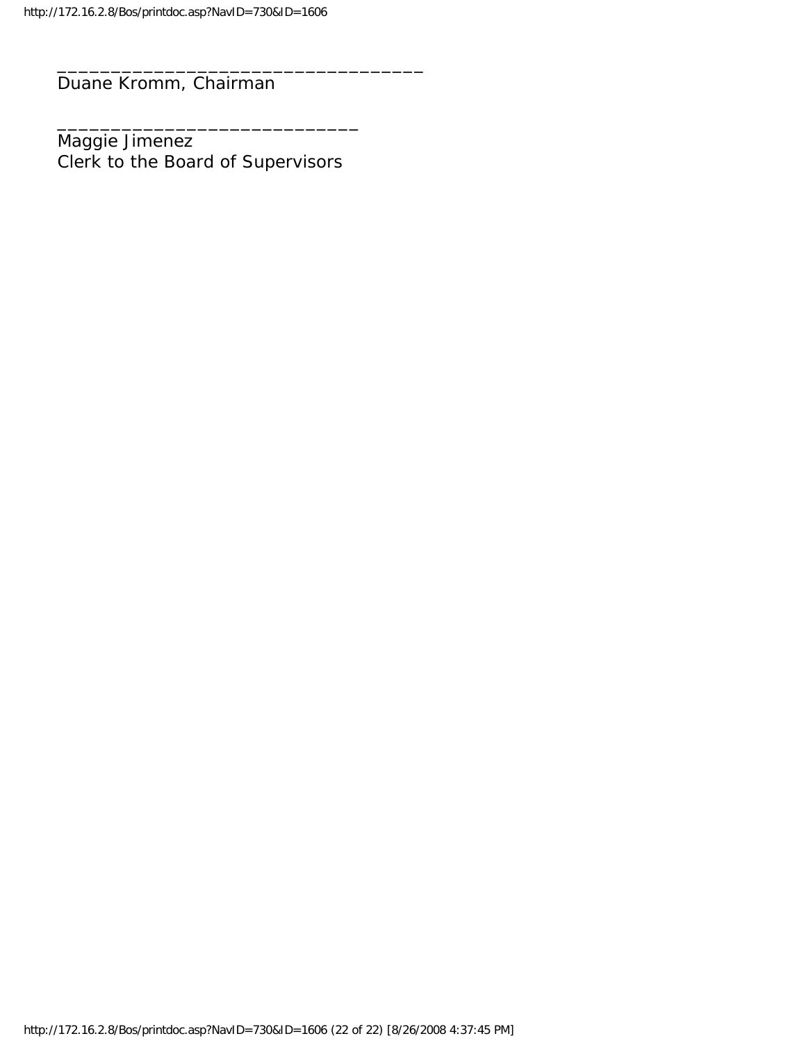_________________________________
Duane Kromm, Chairman

___________________________
Maggie Jimenez
Clerk to the Board of Supervisors